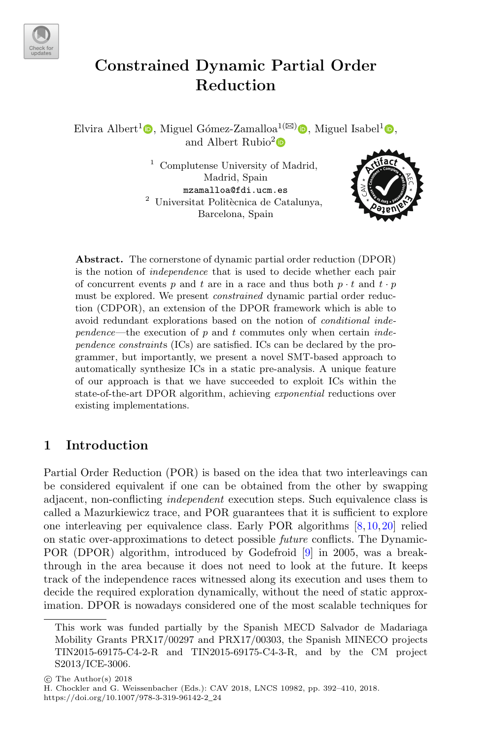# Constrained Dynamic Partial Order Reduction

Elvira Albert[1], Miguel Gómez-Zamalloa[1](✉), Miguel Isabel[1], and Albert Rubio[2]

[1] Complutense University of Madrid, Madrid, Spain
mzamalloa@fdi.ucm.es

[2] Universitat Politècnica de Catalunya, Barcelona, Spain

**Abstract.** The cornerstone of dynamic partial order reduction (DPOR) is the notion of *independence* that is used to decide whether each pair of concurrent events $p$ and $t$ are in a race and thus both $p \cdot t$ and $t \cdot p$ must be explored. We present *constrained* dynamic partial order reduction (CDPOR), an extension of the DPOR framework which is able to avoid redundant explorations based on the notion of *conditional independence*—the execution of $p$ and $t$ commutes only when certain *independence constraints* (ICs) are satisfied. ICs can be declared by the programmer, but importantly, we present a novel SMT-based approach to automatically synthesize ICs in a static pre-analysis. A unique feature of our approach is that we have succeeded to exploit ICs within the state-of-the-art DPOR algorithm, achieving *exponential* reductions over existing implementations.

## 1 Introduction

Partial Order Reduction (POR) is based on the idea that two interleavings can be considered equivalent if one can be obtained from the other by swapping adjacent, non-conflicting *independent* execution steps. Such equivalence class is called a Mazurkiewicz trace, and POR guarantees that it is sufficient to explore one interleaving per equivalence class. Early POR algorithms [8,10,20] relied on static over-approximations to detect possible *future* conflicts. The Dynamic-POR (DPOR) algorithm, introduced by Godefroid [9] in 2005, was a breakthrough in the area because it does not need to look at the future. It keeps track of the independence races witnessed along its execution and uses them to decide the required exploration dynamically, without the need of static approximation. DPOR is nowadays considered one of the most scalable techniques for

This work was funded partially by the Spanish MECD Salvador de Madariaga Mobility Grants PRX17/00297 and PRX17/00303, the Spanish MINECO projects TIN2015-69175-C4-2-R and TIN2015-69175-C4-3-R, and by the CM project S2013/ICE-3006.

© The Author(s) 2018
H. Chockler and G. Weissenbacher (Eds.): CAV 2018, LNCS 10982, pp. 392–410, 2018.
https://doi.org/10.1007/978-3-319-96142-2_24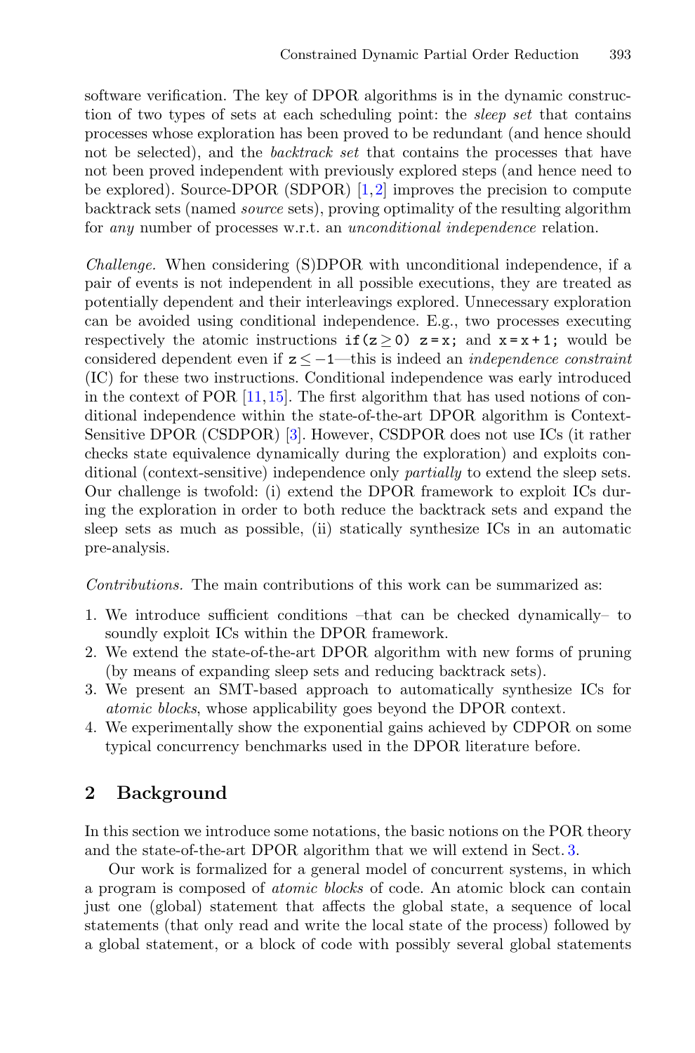software verification. The key of DPOR algorithms is in the dynamic construction of two types of sets at each scheduling point: the *sleep set* that contains processes whose exploration has been proved to be redundant (and hence should not be selected), and the *backtrack set* that contains the processes that have not been proved independent with previously explored steps (and hence need to be explored). Source-DPOR (SDPOR) [1,2] improves the precision to compute backtrack sets (named *source* sets), proving optimality of the resulting algorithm for *any* number of processes w.r.t. an *unconditional independence* relation.

*Challenge.* When considering (S)DPOR with unconditional independence, if a pair of events is not independent in all possible executions, they are treated as potentially dependent and their interleavings explored. Unnecessary exploration can be avoided using conditional independence. E.g., two processes executing respectively the atomic instructions `if(z≥0) z=x;` and `x=x+1;` would be considered dependent even if $z \leq -1$—this is indeed an *independence constraint* (IC) for these two instructions. Conditional independence was early introduced in the context of POR [11,15]. The first algorithm that has used notions of conditional independence within the state-of-the-art DPOR algorithm is Context-Sensitive DPOR (CSDPOR) [3]. However, CSDPOR does not use ICs (it rather checks state equivalence dynamically during the exploration) and exploits conditional (context-sensitive) independence only *partially* to extend the sleep sets. Our challenge is twofold: (i) extend the DPOR framework to exploit ICs during the exploration in order to both reduce the backtrack sets and expand the sleep sets as much as possible, (ii) statically synthesize ICs in an automatic pre-analysis.

*Contributions.* The main contributions of this work can be summarized as:

1. We introduce sufficient conditions –that can be checked dynamically– to soundly exploit ICs within the DPOR framework.
2. We extend the state-of-the-art DPOR algorithm with new forms of pruning (by means of expanding sleep sets and reducing backtrack sets).
3. We present an SMT-based approach to automatically synthesize ICs for *atomic blocks*, whose applicability goes beyond the DPOR context.
4. We experimentally show the exponential gains achieved by CDPOR on some typical concurrency benchmarks used in the DPOR literature before.

## 2 Background

In this section we introduce some notations, the basic notions on the POR theory and the state-of-the-art DPOR algorithm that we will extend in Sect. 3.

Our work is formalized for a general model of concurrent systems, in which a program is composed of *atomic blocks* of code. An atomic block can contain just one (global) statement that affects the global state, a sequence of local statements (that only read and write the local state of the process) followed by a global statement, or a block of code with possibly several global statements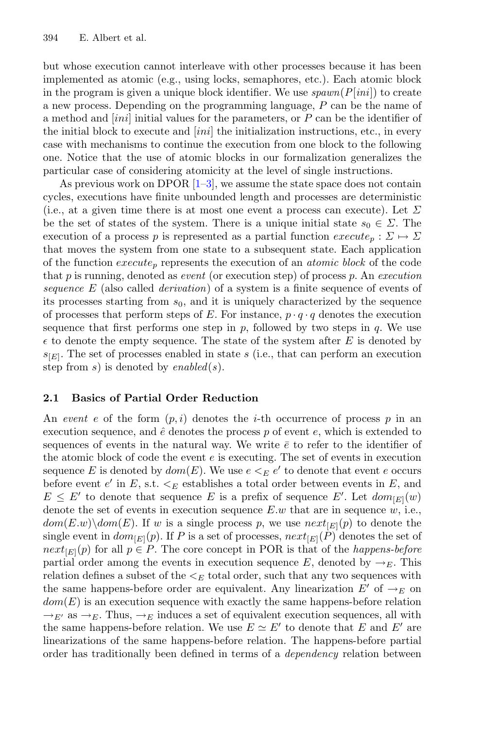but whose execution cannot interleave with other processes because it has been implemented as atomic (e.g., using locks, semaphores, etc.). Each atomic block in the program is given a unique block identifier. We use $spawn(P[ini])$ to create a new process. Depending on the programming language, $P$ can be the name of a method and $[ini]$ initial values for the parameters, or $P$ can be the identifier of the initial block to execute and $[ini]$ the initialization instructions, etc., in every case with mechanisms to continue the execution from one block to the following one. Notice that the use of atomic blocks in our formalization generalizes the particular case of considering atomicity at the level of single instructions.

As previous work on DPOR [1–3], we assume the state space does not contain cycles, executions have finite unbounded length and processes are deterministic (i.e., at a given time there is at most one event a process can execute). Let $\Sigma$ be the set of states of the system. There is a unique initial state $s_0 \in \Sigma$. The execution of a process $p$ is represented as a partial function $execute_p : \Sigma \mapsto \Sigma$ that moves the system from one state to a subsequent state. Each application of the function $execute_p$ represents the execution of an *atomic block* of the code that $p$ is running, denoted as *event* (or execution step) of process $p$. An *execution sequence* $E$ (also called *derivation*) of a system is a finite sequence of events of its processes starting from $s_0$, and it is uniquely characterized by the sequence of processes that perform steps of $E$. For instance, $p \cdot q \cdot q$ denotes the execution sequence that first performs one step in $p$, followed by two steps in $q$. We use $\epsilon$ to denote the empty sequence. The state of the system after $E$ is denoted by $s_{[E]}$. The set of processes enabled in state $s$ (i.e., that can perform an execution step from $s$) is denoted by $enabled(s)$.

### 2.1 Basics of Partial Order Reduction

An *event* $e$ of the form $(p, i)$ denotes the $i$-th occurrence of process $p$ in an execution sequence, and $\hat{e}$ denotes the process $p$ of event $e$, which is extended to sequences of events in the natural way. We write $\bar{e}$ to refer to the identifier of the atomic block of code the event $e$ is executing. The set of events in execution sequence $E$ is denoted by $dom(E)$. We use $e <_E e'$ to denote that event $e$ occurs before event $e'$ in $E$, s.t. $<_E$ establishes a total order between events in $E$, and $E \leq E'$ to denote that sequence $E$ is a prefix of sequence $E'$. Let $dom_{[E]}(w)$ denote the set of events in execution sequence $E.w$ that are in sequence $w$, i.e., $dom(E.w) \backslash dom(E)$. If $w$ is a single process $p$, we use $next_{[E]}(p)$ to denote the single event in $dom_{[E]}(p)$. If $P$ is a set of processes, $next_{[E]}(P)$ denotes the set of $next_{[E]}(p)$ for all $p \in P$. The core concept in POR is that of the *happens-before* partial order among the events in execution sequence $E$, denoted by $\rightarrow_E$. This relation defines a subset of the $<_E$ total order, such that any two sequences with the same happens-before order are equivalent. Any linearization $E'$ of $\rightarrow_E$ on $dom(E)$ is an execution sequence with exactly the same happens-before relation $\rightarrow_{E'}$ as $\rightarrow_E$. Thus, $\rightarrow_E$ induces a set of equivalent execution sequences, all with the same happens-before relation. We use $E \simeq E'$ to denote that $E$ and $E'$ are linearizations of the same happens-before relation. The happens-before partial order has traditionally been defined in terms of a *dependency* relation between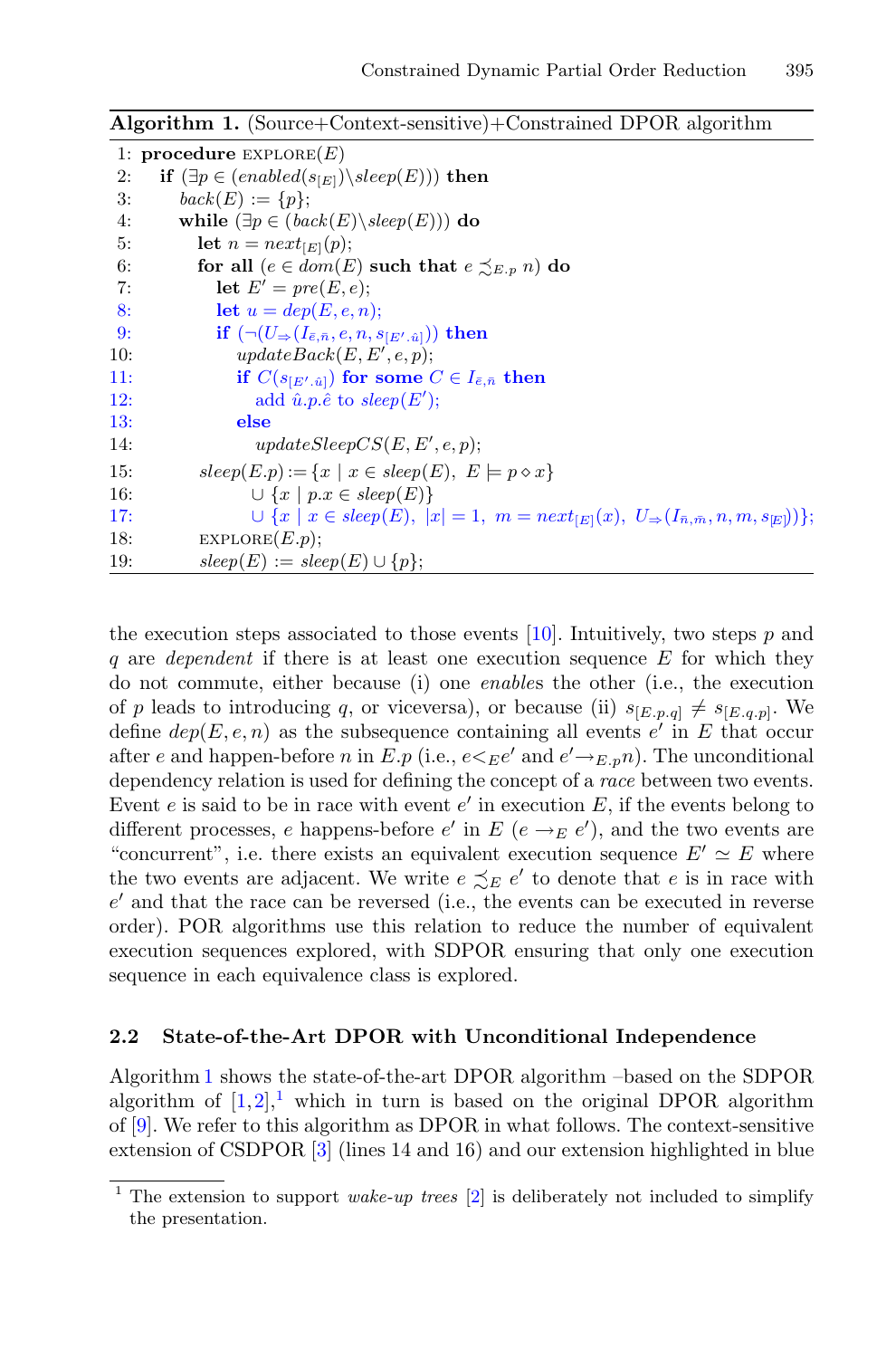**Algorithm 1.** (Source+Context-sensitive)+Constrained DPOR algorithm

```
1:  procedure EXPLORE(E)
2:    if (∃p ∈ (enabled(s_[E]) \ sleep(E))) then
3:      back(E) := {p};
4:      while (∃p ∈ (back(E) \ sleep(E))) do
5:        let n = next_[E](p);
6:        for all (e ∈ dom(E) such that e ≾_{E.p} n) do
7:          let E' = pre(E, e);
8:          let u = dep(E, e, n);
9:          if (¬(U_⇒(I_{ē,n̄}, e, n, s_[E'.û]))) then
10:           updateBack(E, E', e, p);
11:           if C(s_[E'.û]) for some C ∈ I_{ē,n̄} then
12:             add û.p.ê to sleep(E');
13:           else
14:             updateSleepCS(E, E', e, p);
15:       sleep(E.p) := {x | x ∈ sleep(E), E ⊨ p ⋄ x}
16:                 ∪ {x | p.x ∈ sleep(E)}
17:                 ∪ {x | x ∈ sleep(E), |x| = 1, m = next_[E](x), U_⇒(I_{n̄,m̄}, n, m, s_[E])};
18:       EXPLORE(E.p);
19:       sleep(E) := sleep(E) ∪ {p};
```

the execution steps associated to those events [10]. Intuitively, two steps $p$ and $q$ are *dependent* if there is at least one execution sequence $E$ for which they do not commute, either because (i) one *enables* the other (i.e., the execution of $p$ leads to introducing $q$, or viceversa), or because (ii) $s_{[E.p.q]} \neq s_{[E.q.p]}$. We define $dep(E, e, n)$ as the subsequence containing all events $e'$ in $E$ that occur after $e$ and happen-before $n$ in $E.p$ (i.e., $e <_E e'$ and $e' \rightarrow_{E.p} n$). The unconditional dependency relation is used for defining the concept of a *race* between two events. Event $e$ is said to be in race with event $e'$ in execution $E$, if the events belong to different processes, $e$ happens-before $e'$ in $E$ ($e \rightarrow_E e'$), and the two events are "concurrent", i.e. there exists an equivalent execution sequence $E' \simeq E$ where the two events are adjacent. We write $e \precsim_E e'$ to denote that $e$ is in race with $e'$ and that the race can be reversed (i.e., the events can be executed in reverse order). POR algorithms use this relation to reduce the number of equivalent execution sequences explored, with SDPOR ensuring that only one execution sequence in each equivalence class is explored.

### 2.2 State-of-the-Art DPOR with Unconditional Independence

Algorithm 1 shows the state-of-the-art DPOR algorithm –based on the SDPOR algorithm of [1,2],[1] which in turn is based on the original DPOR algorithm of [9]. We refer to this algorithm as DPOR in what follows. The context-sensitive extension of CSDPOR [3] (lines 14 and 16) and our extension highlighted in blue

[1] The extension to support *wake-up trees* [2] is deliberately not included to simplify the presentation.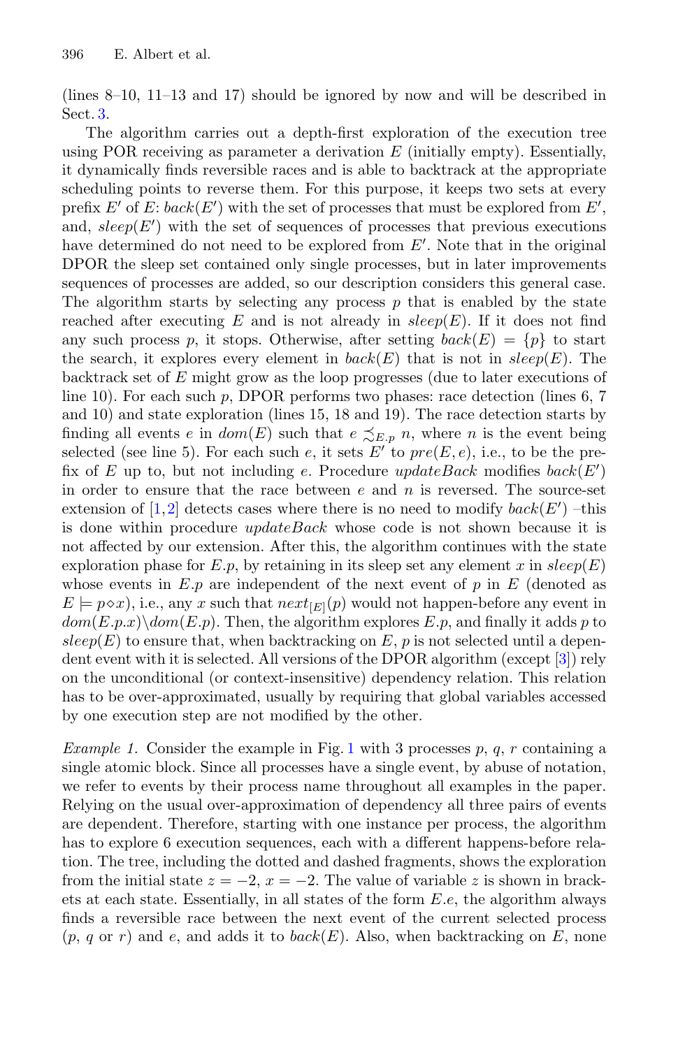(lines 8–10, 11–13 and 17) should be ignored by now and will be described in Sect. 3.

The algorithm carries out a depth-first exploration of the execution tree using POR receiving as parameter a derivation $E$ (initially empty). Essentially, it dynamically finds reversible races and is able to backtrack at the appropriate scheduling points to reverse them. For this purpose, it keeps two sets at every prefix $E'$ of $E$: $back(E')$ with the set of processes that must be explored from $E'$, and, $sleep(E')$ with the set of sequences of processes that previous executions have determined do not need to be explored from $E'$. Note that in the original DPOR the sleep set contained only single processes, but in later improvements sequences of processes are added, so our description considers this general case. The algorithm starts by selecting any process $p$ that is enabled by the state reached after executing $E$ and is not already in $sleep(E)$. If it does not find any such process $p$, it stops. Otherwise, after setting $back(E) = \{p\}$ to start the search, it explores every element in $back(E)$ that is not in $sleep(E)$. The backtrack set of $E$ might grow as the loop progresses (due to later executions of line 10). For each such $p$, DPOR performs two phases: race detection (lines 6, 7 and 10) and state exploration (lines 15, 18 and 19). The race detection starts by finding all events $e$ in $dom(E)$ such that $e \precsim_{E.p} n$, where $n$ is the event being selected (see line 5). For each such $e$, it sets $E'$ to $pre(E, e)$, i.e., to be the prefix of $E$ up to, but not including $e$. Procedure *updateBack* modifies $back(E')$ in order to ensure that the race between $e$ and $n$ is reversed. The source-set extension of [1,2] detects cases where there is no need to modify $back(E')$ –this is done within procedure *updateBack* whose code is not shown because it is not affected by our extension. After this, the algorithm continues with the state exploration phase for $E.p$, by retaining in its sleep set any element $x$ in $sleep(E)$ whose events in $E.p$ are independent of the next event of $p$ in $E$ (denoted as $E \models p \diamond x$), i.e., any $x$ such that $next_{[E]}(p)$ would not happen-before any event in $dom(E.p.x) \backslash dom(E.p)$. Then, the algorithm explores $E.p$, and finally it adds $p$ to $sleep(E)$ to ensure that, when backtracking on $E$, $p$ is not selected until a dependent event with it is selected. All versions of the DPOR algorithm (except [3]) rely on the unconditional (or context-insensitive) dependency relation. This relation has to be over-approximated, usually by requiring that global variables accessed by one execution step are not modified by the other.

*Example 1.* Consider the example in Fig. 1 with 3 processes $p$, $q$, $r$ containing a single atomic block. Since all processes have a single event, by abuse of notation, we refer to events by their process name throughout all examples in the paper. Relying on the usual over-approximation of dependency all three pairs of events are dependent. Therefore, starting with one instance per process, the algorithm has to explore 6 execution sequences, each with a different happens-before relation. The tree, including the dotted and dashed fragments, shows the exploration from the initial state $z = -2$, $x = -2$. The value of variable $z$ is shown in brackets at each state. Essentially, in all states of the form $E.e$, the algorithm always finds a reversible race between the next event of the current selected process ($p$, $q$ or $r$) and $e$, and adds it to $back(E)$. Also, when backtracking on $E$, none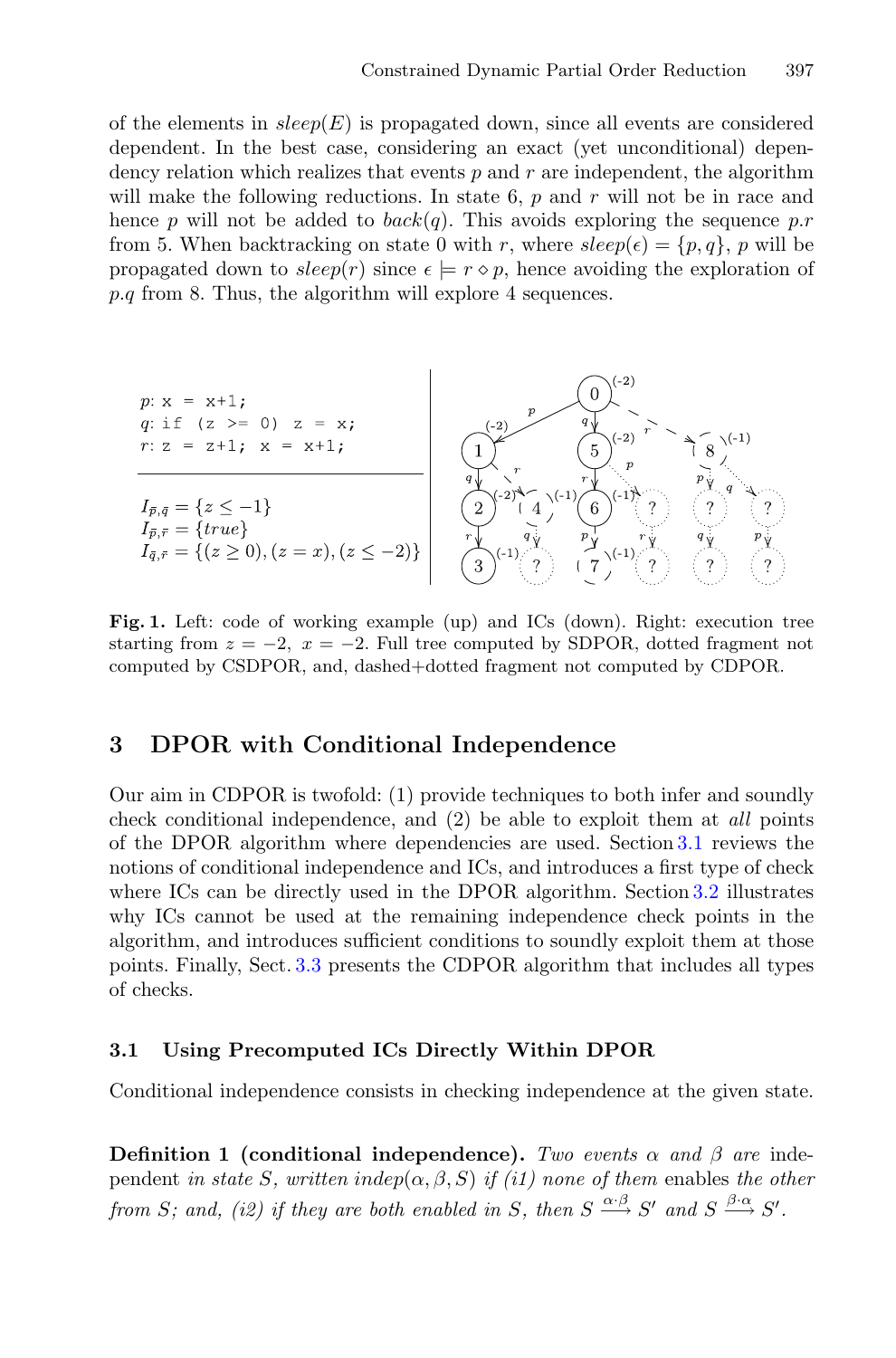of the elements in $sleep(E)$ is propagated down, since all events are considered dependent. In the best case, considering an exact (yet unconditional) dependency relation which realizes that events $p$ and $r$ are independent, the algorithm will make the following reductions. In state 6, $p$ and $r$ will not be in race and hence $p$ will not be added to $back(q)$. This avoids exploring the sequence $p.r$ from 5. When backtracking on state 0 with $r$, where $sleep(\epsilon) = \{p, q\}$, $p$ will be propagated down to $sleep(r)$ since $\epsilon \models r \diamond p$, hence avoiding the exploration of $p.q$ from 8. Thus, the algorithm will explore 4 sequences.

```
p: x = x+1;
q: if (z >= 0) z = x;
r: z = z+1; x = x+1;
```

$I_{\bar{p},\bar{q}} = \{z \leq -1\}$
$I_{\bar{p},\bar{r}} = \{true\}$
$I_{\bar{q},\bar{r}} = \{(z \geq 0), (z = x), (z \leq -2)\}$

**Fig. 1.** Left: code of working example (up) and ICs (down). Right: execution tree starting from $z = -2$, $x = -2$. Full tree computed by SDPOR, dotted fragment not computed by CSDPOR, and, dashed+dotted fragment not computed by CDPOR.

## 3 DPOR with Conditional Independence

Our aim in CDPOR is twofold: (1) provide techniques to both infer and soundly check conditional independence, and (2) be able to exploit them at *all* points of the DPOR algorithm where dependencies are used. Section 3.1 reviews the notions of conditional independence and ICs, and introduces a first type of check where ICs can be directly used in the DPOR algorithm. Section 3.2 illustrates why ICs cannot be used at the remaining independence check points in the algorithm, and introduces sufficient conditions to soundly exploit them at those points. Finally, Sect. 3.3 presents the CDPOR algorithm that includes all types of checks.

### 3.1 Using Precomputed ICs Directly Within DPOR

Conditional independence consists in checking independence at the given state.

**Definition 1 (conditional independence).** *Two events $\alpha$ and $\beta$ are* independent *in state $S$, written $indep(\alpha, \beta, S)$ if (i1) none of them* enables *the other from $S$; and, (i2) if they are both enabled in $S$, then $S \xrightarrow{\alpha\cdot\beta} S'$ and $S \xrightarrow{\beta\cdot\alpha} S'$.*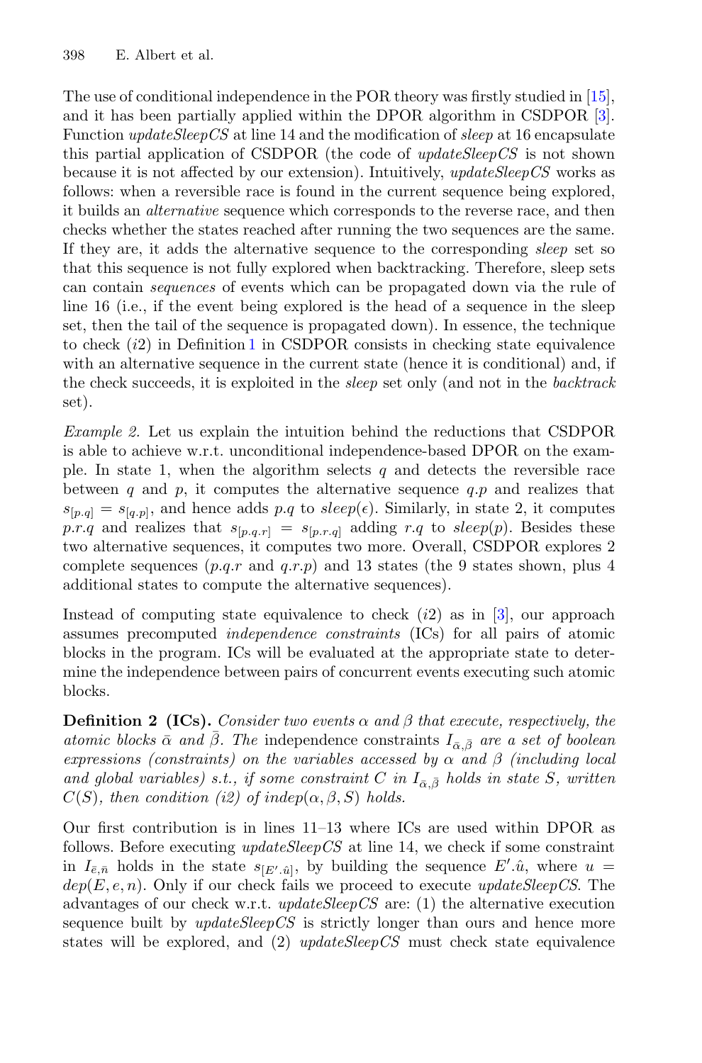The use of conditional independence in the POR theory was firstly studied in [15], and it has been partially applied within the DPOR algorithm in CSDPOR [3]. Function *updateSleepCS* at line 14 and the modification of *sleep* at 16 encapsulate this partial application of CSDPOR (the code of *updateSleepCS* is not shown because it is not affected by our extension). Intuitively, *updateSleepCS* works as follows: when a reversible race is found in the current sequence being explored, it builds an *alternative* sequence which corresponds to the reverse race, and then checks whether the states reached after running the two sequences are the same. If they are, it adds the alternative sequence to the corresponding *sleep* set so that this sequence is not fully explored when backtracking. Therefore, sleep sets can contain *sequences* of events which can be propagated down via the rule of line 16 (i.e., if the event being explored is the head of a sequence in the sleep set, then the tail of the sequence is propagated down). In essence, the technique to check ($i2$) in Definition 1 in CSDPOR consists in checking state equivalence with an alternative sequence in the current state (hence it is conditional) and, if the check succeeds, it is exploited in the *sleep* set only (and not in the *backtrack* set).

*Example 2.* Let us explain the intuition behind the reductions that CSDPOR is able to achieve w.r.t. unconditional independence-based DPOR on the example. In state 1, when the algorithm selects $q$ and detects the reversible race between $q$ and $p$, it computes the alternative sequence $q.p$ and realizes that $s_{[p.q]} = s_{[q.p]}$, and hence adds $p.q$ to $sleep(\epsilon)$. Similarly, in state 2, it computes $p.r.q$ and realizes that $s_{[p.q.r]} = s_{[p.r.q]}$ adding $r.q$ to $sleep(p)$. Besides these two alternative sequences, it computes two more. Overall, CSDPOR explores 2 complete sequences ($p.q.r$ and $q.r.p$) and 13 states (the 9 states shown, plus 4 additional states to compute the alternative sequences).

Instead of computing state equivalence to check ($i2$) as in [3], our approach assumes precomputed *independence constraints* (ICs) for all pairs of atomic blocks in the program. ICs will be evaluated at the appropriate state to determine the independence between pairs of concurrent events executing such atomic blocks.

**Definition 2 (ICs).** *Consider two events $\alpha$ and $\beta$ that execute, respectively, the atomic blocks $\bar{\alpha}$ and $\bar{\beta}$. The* independence constraints *$I_{\bar{\alpha},\bar{\beta}}$ are a set of boolean expressions (constraints) on the variables accessed by $\alpha$ and $\beta$ (including local and global variables) s.t., if some constraint $C$ in $I_{\bar{\alpha},\bar{\beta}}$ holds in state $S$, written $C(S)$, then condition (i2) of $indep(\alpha, \beta, S)$ holds.*

Our first contribution is in lines 11–13 where ICs are used within DPOR as follows. Before executing *updateSleepCS* at line 14, we check if some constraint in $I_{\bar{e},\bar{n}}$ holds in the state $s_{[E'.\hat{u}]}$, by building the sequence $E'.\hat{u}$, where $u = dep(E, e, n)$. Only if our check fails we proceed to execute *updateSleepCS*. The advantages of our check w.r.t. *updateSleepCS* are: (1) the alternative execution sequence built by *updateSleepCS* is strictly longer than ours and hence more states will be explored, and (2) *updateSleepCS* must check state equivalence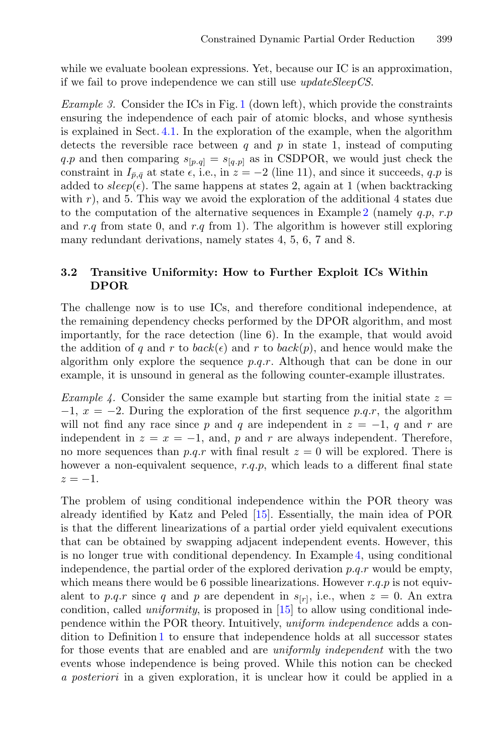while we evaluate boolean expressions. Yet, because our IC is an approximation, if we fail to prove independence we can still use *updateSleepCS*.

*Example 3.* Consider the ICs in Fig. 1 (down left), which provide the constraints ensuring the independence of each pair of atomic blocks, and whose synthesis is explained in Sect. 4.1. In the exploration of the example, when the algorithm detects the reversible race between $q$ and $p$ in state 1, instead of computing $q.p$ and then comparing $s_{[p.q]} = s_{[q.p]}$ as in CSDPOR, we would just check the constraint in $I_{\bar{p},\bar{q}}$ at state $\epsilon$, i.e., in $z = -2$ (line 11), and since it succeeds, $q.p$ is added to $sleep(\epsilon)$. The same happens at states 2, again at 1 (when backtracking with $r$), and 5. This way we avoid the exploration of the additional 4 states due to the computation of the alternative sequences in Example 2 (namely $q.p$, $r.p$ and $r.q$ from state 0, and $r.q$ from 1). The algorithm is however still exploring many redundant derivations, namely states 4, 5, 6, 7 and 8.

### 3.2 Transitive Uniformity: How to Further Exploit ICs Within DPOR

The challenge now is to use ICs, and therefore conditional independence, at the remaining dependency checks performed by the DPOR algorithm, and most importantly, for the race detection (line 6). In the example, that would avoid the addition of $q$ and $r$ to $back(\epsilon)$ and $r$ to $back(p)$, and hence would make the algorithm only explore the sequence $p.q.r$. Although that can be done in our example, it is unsound in general as the following counter-example illustrates.

*Example 4.* Consider the same example but starting from the initial state $z = -1$, $x = -2$. During the exploration of the first sequence $p.q.r$, the algorithm will not find any race since $p$ and $q$ are independent in $z = -1$, $q$ and $r$ are independent in $z = x = -1$, and, $p$ and $r$ are always independent. Therefore, no more sequences than $p.q.r$ with final result $z = 0$ will be explored. There is however a non-equivalent sequence, $r.q.p$, which leads to a different final state $z = -1$.

The problem of using conditional independence within the POR theory was already identified by Katz and Peled [15]. Essentially, the main idea of POR is that the different linearizations of a partial order yield equivalent executions that can be obtained by swapping adjacent independent events. However, this is no longer true with conditional dependency. In Example 4, using conditional independence, the partial order of the explored derivation $p.q.r$ would be empty, which means there would be 6 possible linearizations. However $r.q.p$ is not equivalent to $p.q.r$ since $q$ and $p$ are dependent in $s_{[r]}$, i.e., when $z = 0$. An extra condition, called *uniformity*, is proposed in [15] to allow using conditional independence within the POR theory. Intuitively, *uniform independence* adds a condition to Definition 1 to ensure that independence holds at all successor states for those events that are enabled and are *uniformly independent* with the two events whose independence is being proved. While this notion can be checked *a posteriori* in a given exploration, it is unclear how it could be applied in a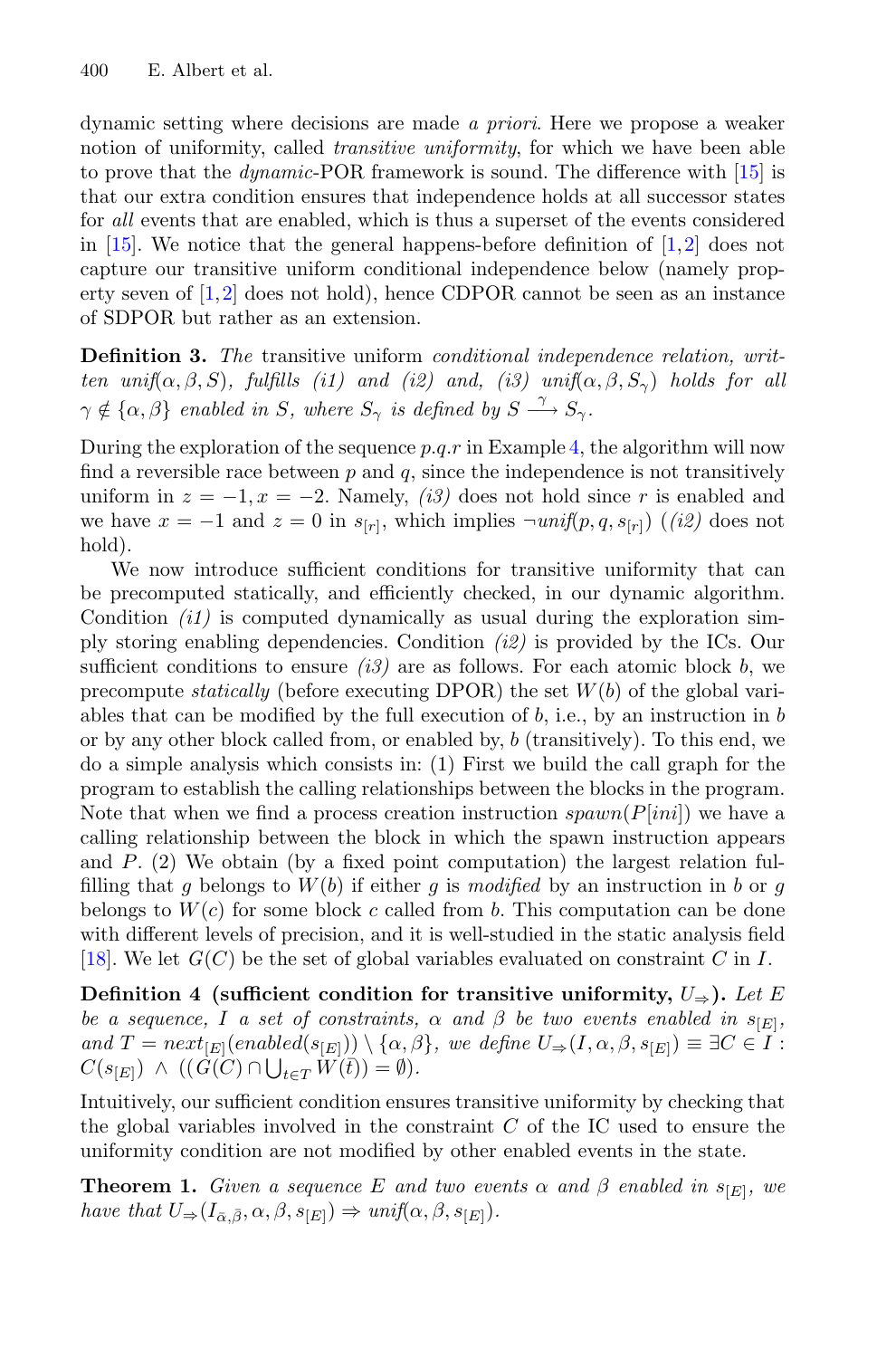dynamic setting where decisions are made *a priori*. Here we propose a weaker notion of uniformity, called *transitive uniformity*, for which we have been able to prove that the *dynamic*-POR framework is sound. The difference with [15] is that our extra condition ensures that independence holds at all successor states for *all* events that are enabled, which is thus a superset of the events considered in [15]. We notice that the general happens-before definition of [1,2] does not capture our transitive uniform conditional independence below (namely property seven of [1,2] does not hold), hence CDPOR cannot be seen as an instance of SDPOR but rather as an extension.

**Definition 3.** *The* transitive uniform *conditional independence relation, written* $unif(\alpha, \beta, S)$*, fulfills (i1) and (i2) and, (i3)* $unif(\alpha, \beta, S_\gamma)$ *holds for all* $\gamma \notin \{\alpha, \beta\}$ *enabled in* $S$*, where* $S_\gamma$ *is defined by* $S \xrightarrow{\gamma} S_\gamma$*.*

During the exploration of the sequence $p.q.r$ in Example 4, the algorithm will now find a reversible race between $p$ and $q$, since the independence is not transitively uniform in $z = -1, x = -2$. Namely, *(i3)* does not hold since $r$ is enabled and we have $x = -1$ and $z = 0$ in $s_{[r]}$, which implies $\neg unif(p, q, s_{[r]})$ (*(i2)* does not hold).

We now introduce sufficient conditions for transitive uniformity that can be precomputed statically, and efficiently checked, in our dynamic algorithm. Condition *(i1)* is computed dynamically as usual during the exploration simply storing enabling dependencies. Condition *(i2)* is provided by the ICs. Our sufficient conditions to ensure *(i3)* are as follows. For each atomic block $b$, we precompute *statically* (before executing DPOR) the set $W(b)$ of the global variables that can be modified by the full execution of $b$, i.e., by an instruction in $b$ or by any other block called from, or enabled by, $b$ (transitively). To this end, we do a simple analysis which consists in: (1) First we build the call graph for the program to establish the calling relationships between the blocks in the program. Note that when we find a process creation instruction $spawn(P[ini])$ we have a calling relationship between the block in which the spawn instruction appears and $P$. (2) We obtain (by a fixed point computation) the largest relation fulfilling that $g$ belongs to $W(b)$ if either $g$ is *modified* by an instruction in $b$ or $g$ belongs to $W(c)$ for some block $c$ called from $b$. This computation can be done with different levels of precision, and it is well-studied in the static analysis field [18]. We let $G(C)$ be the set of global variables evaluated on constraint $C$ in $I$.

**Definition 4 (sufficient condition for transitive uniformity, $U_\Rightarrow$).** *Let* $E$ *be a sequence,* $I$ *a set of constraints,* $\alpha$ *and* $\beta$ *be two events enabled in* $s_{[E]}$*, and* $T = next_{[E]}(enabled(s_{[E]})) \setminus \{\alpha, \beta\}$*, we define* $U_\Rightarrow(I, \alpha, \beta, s_{[E]}) \equiv \exists C \in I : C(s_{[E]}) \wedge ((G(C) \cap \bigcup_{t \in T} W(\bar{t})) = \emptyset)$*.*

Intuitively, our sufficient condition ensures transitive uniformity by checking that the global variables involved in the constraint $C$ of the IC used to ensure the uniformity condition are not modified by other enabled events in the state.

**Theorem 1.** *Given a sequence* $E$ *and two events* $\alpha$ *and* $\beta$ *enabled in* $s_{[E]}$*, we have that* $U_\Rightarrow(I_{\bar{\alpha},\bar{\beta}}, \alpha, \beta, s_{[E]}) \Rightarrow unif(\alpha, \beta, s_{[E]})$*.*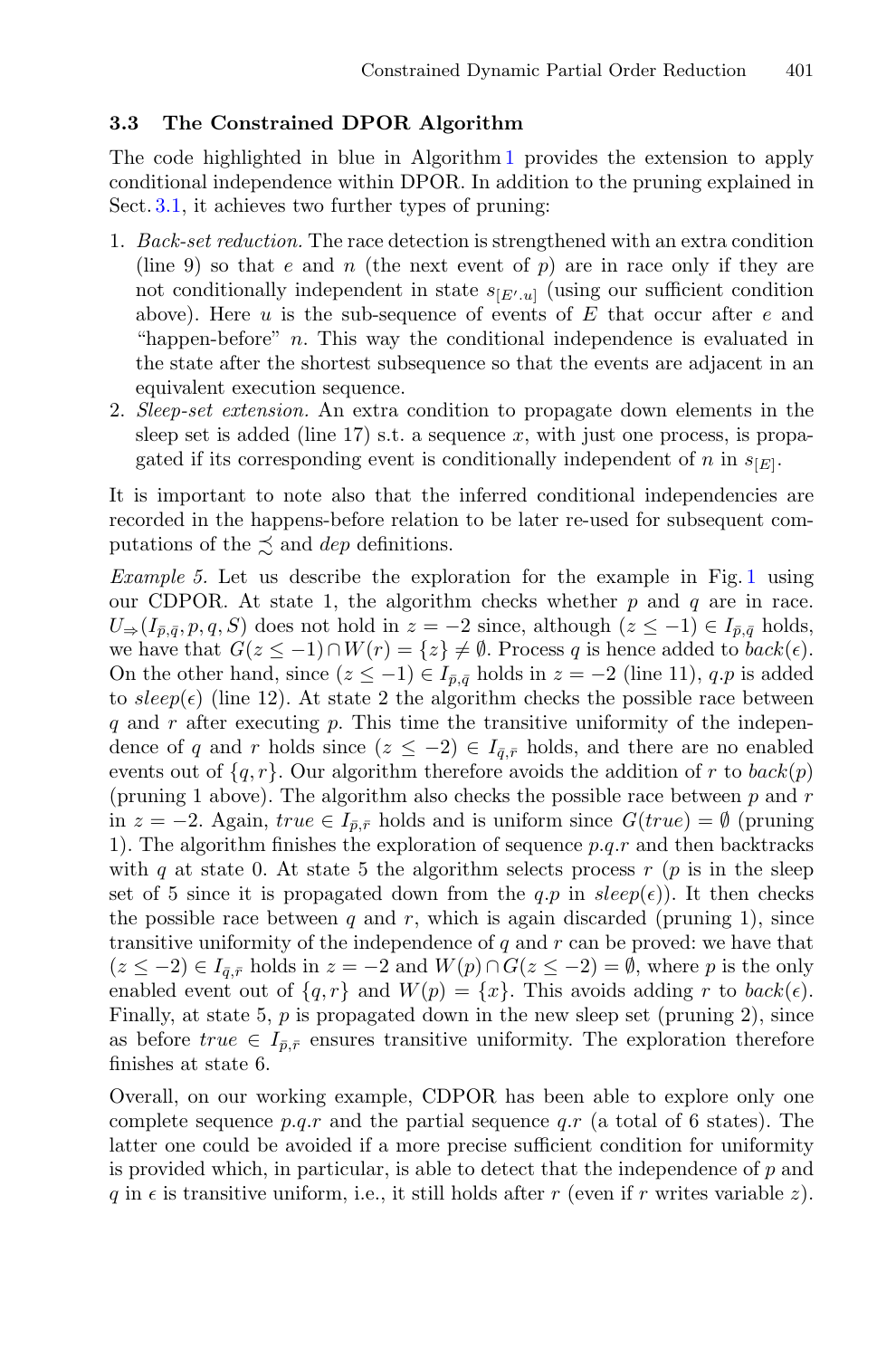### 3.3 The Constrained DPOR Algorithm

The code highlighted in blue in Algorithm 1 provides the extension to apply conditional independence within DPOR. In addition to the pruning explained in Sect. 3.1, it achieves two further types of pruning:

1. *Back-set reduction.* The race detection is strengthened with an extra condition (line 9) so that $e$ and $n$ (the next event of $p$) are in race only if they are not conditionally independent in state $s_{[E'.u]}$ (using our sufficient condition above). Here $u$ is the sub-sequence of events of $E$ that occur after $e$ and "happen-before" $n$. This way the conditional independence is evaluated in the state after the shortest subsequence so that the events are adjacent in an equivalent execution sequence.
2. *Sleep-set extension.* An extra condition to propagate down elements in the sleep set is added (line 17) s.t. a sequence $x$, with just one process, is propagated if its corresponding event is conditionally independent of $n$ in $s_{[E]}$.

It is important to note also that the inferred conditional independencies are recorded in the happens-before relation to be later re-used for subsequent computations of the $\precsim$ and *dep* definitions.

*Example 5.* Let us describe the exploration for the example in Fig. 1 using our CDPOR. At state 1, the algorithm checks whether $p$ and $q$ are in race. $U_{\Rightarrow}(I_{\bar{p},\bar{q}}, p, q, S)$ does not hold in $z = -2$ since, although $(z \leq -1) \in I_{\bar{p},\bar{q}}$ holds, we have that $G(z \leq -1) \cap W(r) = \{z\} \neq \emptyset$. Process $q$ is hence added to $back(\epsilon)$. On the other hand, since $(z \leq -1) \in I_{\bar{p},\bar{q}}$ holds in $z = -2$ (line 11), $q.p$ is added to $sleep(\epsilon)$ (line 12). At state 2 the algorithm checks the possible race between $q$ and $r$ after executing $p$. This time the transitive uniformity of the independence of $q$ and $r$ holds since $(z \leq -2) \in I_{\bar{q},\bar{r}}$ holds, and there are no enabled events out of $\{q, r\}$. Our algorithm therefore avoids the addition of $r$ to $back(p)$ (pruning 1 above). The algorithm also checks the possible race between $p$ and $r$ in $z = -2$. Again, $true \in I_{\bar{p},\bar{r}}$ holds and is uniform since $G(true) = \emptyset$ (pruning 1). The algorithm finishes the exploration of sequence $p.q.r$ and then backtracks with $q$ at state 0. At state 5 the algorithm selects process $r$ ($p$ is in the sleep set of 5 since it is propagated down from the $q.p$ in $sleep(\epsilon)$). It then checks the possible race between $q$ and $r$, which is again discarded (pruning 1), since transitive uniformity of the independence of $q$ and $r$ can be proved: we have that $(z \leq -2) \in I_{\bar{q},\bar{r}}$ holds in $z = -2$ and $W(p) \cap G(z \leq -2) = \emptyset$, where $p$ is the only enabled event out of $\{q, r\}$ and $W(p) = \{x\}$. This avoids adding $r$ to $back(\epsilon)$. Finally, at state 5, $p$ is propagated down in the new sleep set (pruning 2), since as before $true \in I_{\bar{p},\bar{r}}$ ensures transitive uniformity. The exploration therefore finishes at state 6.

Overall, on our working example, CDPOR has been able to explore only one complete sequence $p.q.r$ and the partial sequence $q.r$ (a total of 6 states). The latter one could be avoided if a more precise sufficient condition for uniformity is provided which, in particular, is able to detect that the independence of $p$ and $q$ in $\epsilon$ is transitive uniform, i.e., it still holds after $r$ (even if $r$ writes variable $z$).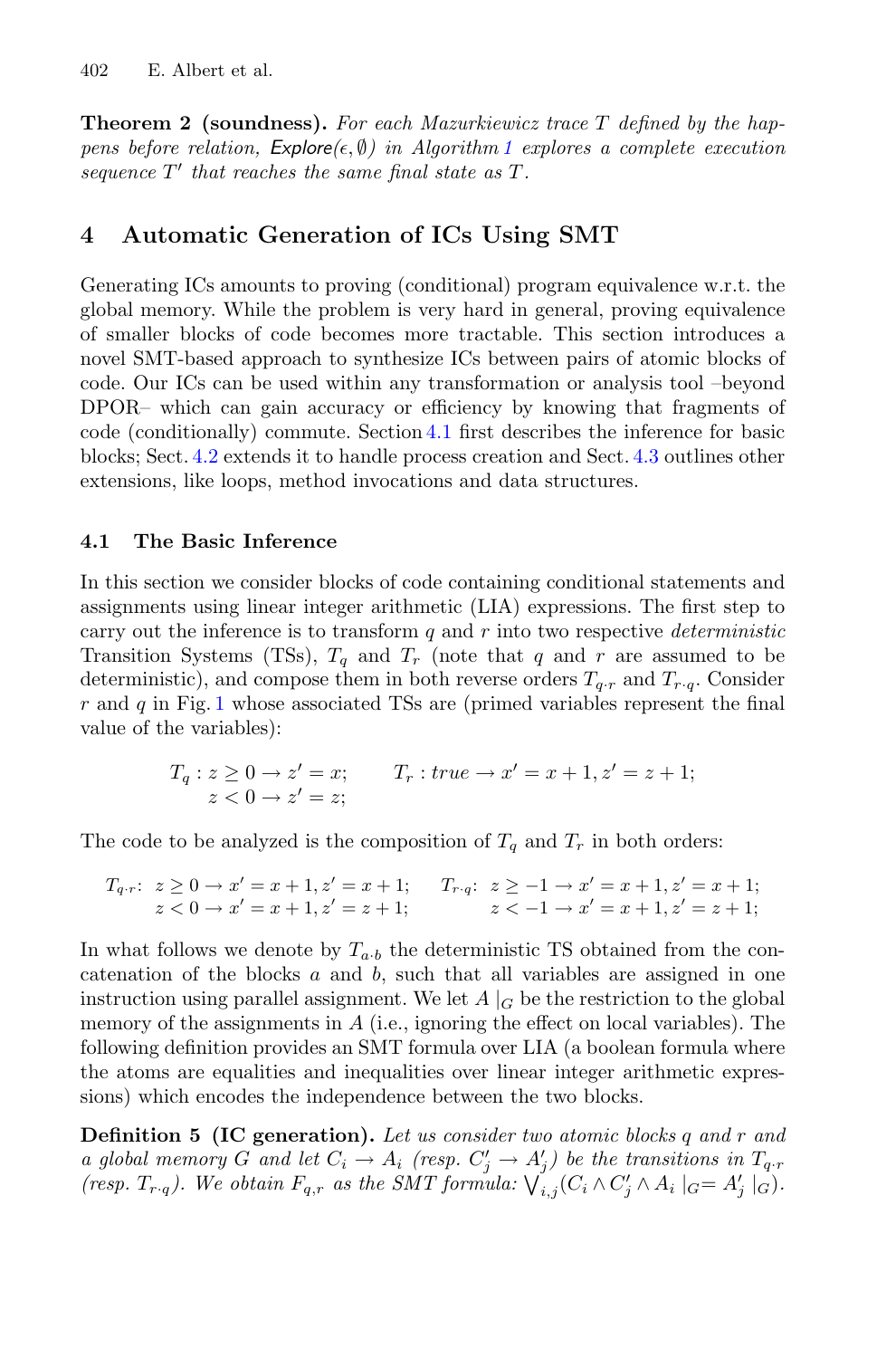**Theorem 2 (soundness).** *For each Mazurkiewicz trace $T$ defined by the happens before relation, $\mathit{Explore}(\epsilon, \emptyset)$ in Algorithm 1 explores a complete execution sequence $T'$ that reaches the same final state as $T$.*

## 4 Automatic Generation of ICs Using SMT

Generating ICs amounts to proving (conditional) program equivalence w.r.t. the global memory. While the problem is very hard in general, proving equivalence of smaller blocks of code becomes more tractable. This section introduces a novel SMT-based approach to synthesize ICs between pairs of atomic blocks of code. Our ICs can be used within any transformation or analysis tool –beyond DPOR– which can gain accuracy or efficiency by knowing that fragments of code (conditionally) commute. Section 4.1 first describes the inference for basic blocks; Sect. 4.2 extends it to handle process creation and Sect. 4.3 outlines other extensions, like loops, method invocations and data structures.

### 4.1 The Basic Inference

In this section we consider blocks of code containing conditional statements and assignments using linear integer arithmetic (LIA) expressions. The first step to carry out the inference is to transform $q$ and $r$ into two respective *deterministic* Transition Systems (TSs), $T_q$ and $T_r$ (note that $q$ and $r$ are assumed to be deterministic), and compose them in both reverse orders $T_{q \cdot r}$ and $T_{r \cdot q}$. Consider $r$ and $q$ in Fig. 1 whose associated TSs are (primed variables represent the final value of the variables):

$$
\begin{array}{ll}
T_q : z \geq 0 \rightarrow z' = x; & \quad T_r : \mathit{true} \rightarrow x' = x + 1, z' = z + 1; \\
\phantom{T_q :} z < 0 \rightarrow z' = z; &
\end{array}
$$

The code to be analyzed is the composition of $T_q$ and $T_r$ in both orders:

$$
\begin{array}{ll}
T_{q \cdot r}\colon\ z \geq 0 \rightarrow x' = x + 1, z' = x + 1; & \quad T_{r \cdot q}\colon\ z \geq -1 \rightarrow x' = x + 1, z' = x + 1; \\
\phantom{T_{q \cdot r}\colon\ } z < 0 \rightarrow x' = x + 1, z' = z + 1; & \quad \phantom{T_{r \cdot q}\colon\ } z < -1 \rightarrow x' = x + 1, z' = z + 1;
\end{array}
$$

In what follows we denote by $T_{a \cdot b}$ the deterministic TS obtained from the concatenation of the blocks $a$ and $b$, such that all variables are assigned in one instruction using parallel assignment. We let $A\mid_G$ be the restriction to the global memory of the assignments in $A$ (i.e., ignoring the effect on local variables). The following definition provides an SMT formula over LIA (a boolean formula where the atoms are equalities and inequalities over linear integer arithmetic expressions) which encodes the independence between the two blocks.

**Definition 5 (IC generation).** *Let us consider two atomic blocks $q$ and $r$ and a global memory $G$ and let $C_i \rightarrow A_i$ (resp. $C'_j \rightarrow A'_j$) be the transitions in $T_{q \cdot r}$ (resp. $T_{r \cdot q}$). We obtain $F_{q,r}$ as the SMT formula: $\bigvee_{i,j}(C_i \wedge C'_j \wedge A_i\mid_G = A'_j\mid_G)$.*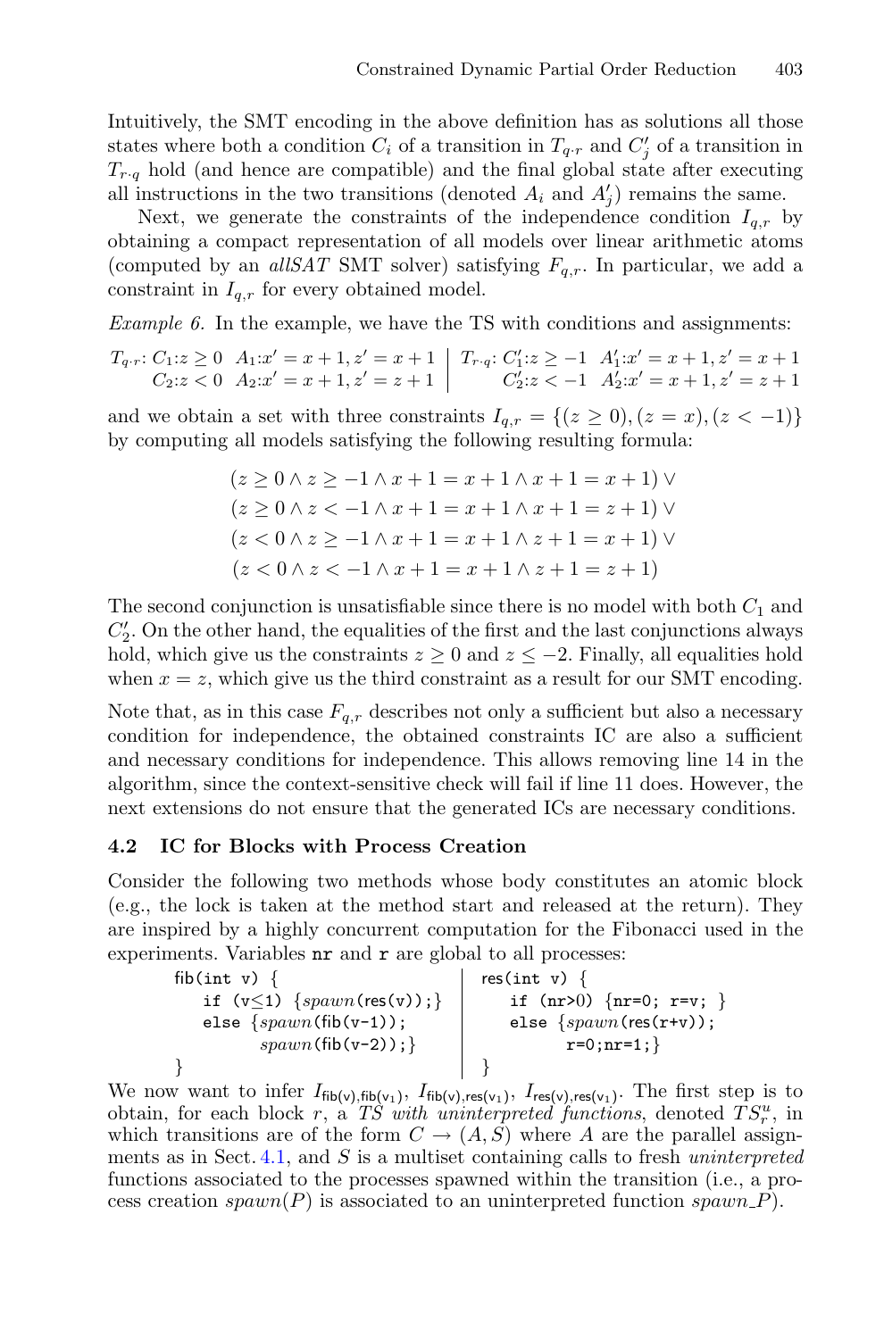Intuitively, the SMT encoding in the above definition has as solutions all those states where both a condition $C_i$ of a transition in $T_{q \cdot r}$ and $C'_j$ of a transition in $T_{r \cdot q}$ hold (and hence are compatible) and the final global state after executing all instructions in the two transitions (denoted $A_i$ and $A'_j$) remains the same.

Next, we generate the constraints of the independence condition $I_{q,r}$ by obtaining a compact representation of all models over linear arithmetic atoms (computed by an *allSAT* SMT solver) satisfying $F_{q,r}$. In particular, we add a constraint in $I_{q,r}$ for every obtained model.

*Example 6.* In the example, we have the TS with conditions and assignments:

$$
\begin{array}{ll|ll}
T_{q\cdot r}\colon C_1{:}z \geq 0 & A_1{:}x' = x+1, z' = x+1 & T_{r\cdot q}\colon C'_1{:}z \geq -1 & A'_1{:}x' = x+1, z' = x+1 \\
C_2{:}z < 0 & A_2{:}x' = x+1, z' = z+1 & C'_2{:}z < -1 & A'_2{:}x' = x+1, z' = z+1
\end{array}
$$

and we obtain a set with three constraints $I_{q,r} = \{(z \geq 0), (z = x), (z < -1)\}$ by computing all models satisfying the following resulting formula:

$$
\begin{array}{l}
(z \geq 0 \wedge z \geq -1 \wedge x+1 = x+1 \wedge x+1 = x+1) \vee \\
(z \geq 0 \wedge z < -1 \wedge x+1 = x+1 \wedge x+1 = z+1) \vee \\
(z < 0 \wedge z \geq -1 \wedge x+1 = x+1 \wedge z+1 = x+1) \vee \\
(z < 0 \wedge z < -1 \wedge x+1 = x+1 \wedge z+1 = z+1)
\end{array}
$$

The second conjunction is unsatisfiable since there is no model with both $C_1$ and $C'_2$. On the other hand, the equalities of the first and the last conjunctions always hold, which give us the constraints $z \geq 0$ and $z \leq -2$. Finally, all equalities hold when $x = z$, which give us the third constraint as a result for our SMT encoding.

Note that, as in this case $F_{q,r}$ describes not only a sufficient but also a necessary condition for independence, the obtained constraints IC are also a sufficient and necessary conditions for independence. This allows removing line 14 in the algorithm, since the context-sensitive check will fail if line 11 does. However, the next extensions do not ensure that the generated ICs are necessary conditions.

### 4.2 IC for Blocks with Process Creation

Consider the following two methods whose body constitutes an atomic block (e.g., the lock is taken at the method start and released at the return). They are inspired by a highly concurrent computation for the Fibonacci used in the experiments. Variables `nr` and `r` are global to all processes:

```
fib(int v) {
    if (v≤1) {spawn(res(v));}
    else {spawn(fib(v-1));
          spawn(fib(v-2));}
}
```

```
res(int v) {
    if (nr>0) {nr=0; r=v; }
    else {spawn(res(r+v));
          r=0;nr=1;}
}
```

We now want to infer $I_{\mathsf{fib(v)},\mathsf{fib(v_1)}}$, $I_{\mathsf{fib(v)},\mathsf{res(v_1)}}$, $I_{\mathsf{res(v)},\mathsf{res(v_1)}}$. The first step is to obtain, for each block $r$, a *TS with uninterpreted functions*, denoted $TS^u_r$, in which transitions are of the form $C \rightarrow (A, S)$ where $A$ are the parallel assignments as in Sect. 4.1, and $S$ is a multiset containing calls to fresh *uninterpreted* functions associated to the processes spawned within the transition (i.e., a process creation $spawn(P)$ is associated to an uninterpreted function $spawn\_P$).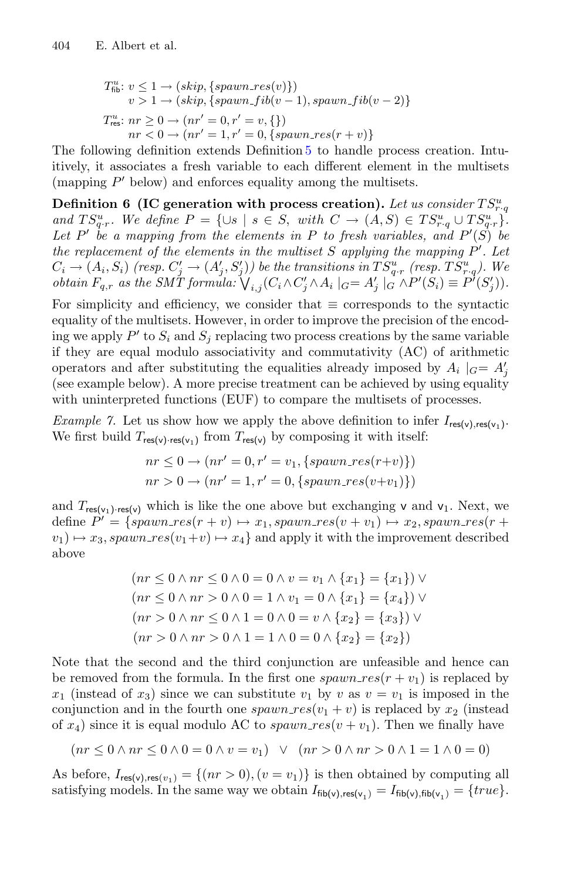$$
\begin{aligned}
T^u_{\mathsf{fib}}\colon\; & v \le 1 \rightarrow (skip, \{spawn\_res(v)\}) \\
& v > 1 \rightarrow (skip, \{spawn\_fib(v-1), spawn\_fib(v-2)\} \\
T^u_{\mathsf{res}}\colon\; & nr \ge 0 \rightarrow (nr' = 0, r' = v, \{\}) \\
& nr < 0 \rightarrow (nr' = 1, r' = 0, \{spawn\_res(r+v)\}
\end{aligned}
$$

The following definition extends Definition 5 to handle process creation. Intuitively, it associates a fresh variable to each different element in the multisets (mapping $P'$ below) and enforces equality among the multisets.

**Definition 6 (IC generation with process creation).** *Let us consider $TS^u_{r\cdot q}$ and $TS^u_{q\cdot r}$. We define $P = \{\cup s \mid s \in S,\ with\ C \rightarrow (A, S) \in TS^u_{r\cdot q} \cup TS^u_{q\cdot r}\}$. Let $P'$ be a mapping from the elements in $P$ to fresh variables, and $P'(S)$ be the replacement of the elements in the multiset $S$ applying the mapping $P'$. Let $C_i \rightarrow (A_i, S_i)$ (resp. $C'_j \rightarrow (A'_j, S'_j)$) be the transitions in $TS^u_{q\cdot r}$ (resp. $TS^u_{r\cdot q}$). We obtain $F_{q,r}$ as the SMT formula: $\bigvee_{i,j}(C_i \wedge C'_j \wedge A_i \mid_G = A'_j \mid_G \wedge P'(S_i) \equiv P'(S'_j))$.*

For simplicity and efficiency, we consider that $\equiv$ corresponds to the syntactic equality of the multisets. However, in order to improve the precision of the encoding we apply $P'$ to $S_i$ and $S_j$ replacing two process creations by the same variable if they are equal modulo associativity and commutativity (AC) of arithmetic operators and after substituting the equalities already imposed by $A_i \mid_G = A'_j$ (see example below). A more precise treatment can be achieved by using equality with uninterpreted functions (EUF) to compare the multisets of processes.

*Example 7.* Let us show how we apply the above definition to infer $I_{\mathsf{res(v)},\mathsf{res(v_1)}}$. We first build $T_{\mathsf{res(v)}\cdot\mathsf{res(v_1)}}$ from $T_{\mathsf{res(v)}}$ by composing it with itself:

$$
\begin{aligned}
nr \le 0 &\rightarrow (nr' = 0, r' = v_1, \{spawn\_res(r{+}v)\}) \\
nr > 0 &\rightarrow (nr' = 1, r' = 0, \{spawn\_res(v{+}v_1)\})
\end{aligned}
$$

and $T_{\mathsf{res(v_1)}\cdot\mathsf{res(v)}}$ which is like the one above but exchanging $\mathsf{v}$ and $\mathsf{v_1}$. Next, we define $P' = \{spawn\_res(r+v) \mapsto x_1, spawn\_res(v+v_1) \mapsto x_2, spawn\_res(r+v_1) \mapsto x_3, spawn\_res(v_1{+}v) \mapsto x_4\}$ and apply it with the improvement described above

$$
\begin{aligned}
&(nr \le 0 \wedge nr \le 0 \wedge 0 = 0 \wedge v = v_1 \wedge \{x_1\} = \{x_1\}) \vee \\
&(nr \le 0 \wedge nr > 0 \wedge 0 = 1 \wedge v_1 = 0 \wedge \{x_1\} = \{x_4\}) \vee \\
&(nr > 0 \wedge nr \le 0 \wedge 1 = 0 \wedge 0 = v \wedge \{x_2\} = \{x_3\}) \vee \\
&(nr > 0 \wedge nr > 0 \wedge 1 = 1 \wedge 0 = 0 \wedge \{x_2\} = \{x_2\})
\end{aligned}
$$

Note that the second and the third conjunction are unfeasible and hence can be removed from the formula. In the first one $spawn\_res(r+v_1)$ is replaced by $x_1$ (instead of $x_3$) since we can substitute $v_1$ by $v$ as $v = v_1$ is imposed in the conjunction and in the fourth one $spawn\_res(v_1+v)$ is replaced by $x_2$ (instead of $x_4$) since it is equal modulo AC to $spawn\_res(v+v_1)$. Then we finally have

$$
(nr \le 0 \wedge nr \le 0 \wedge 0 = 0 \wedge v = v_1) \quad \vee \quad (nr > 0 \wedge nr > 0 \wedge 1 = 1 \wedge 0 = 0)
$$

As before, $I_{\mathsf{res(v)},\mathsf{res}(v_1)} = \{(nr > 0), (v = v_1)\}$ is then obtained by computing all satisfying models. In the same way we obtain $I_{\mathsf{fib(v)},\mathsf{res(v_1)}} = I_{\mathsf{fib(v)},\mathsf{fib(v_1)}} = \{true\}$.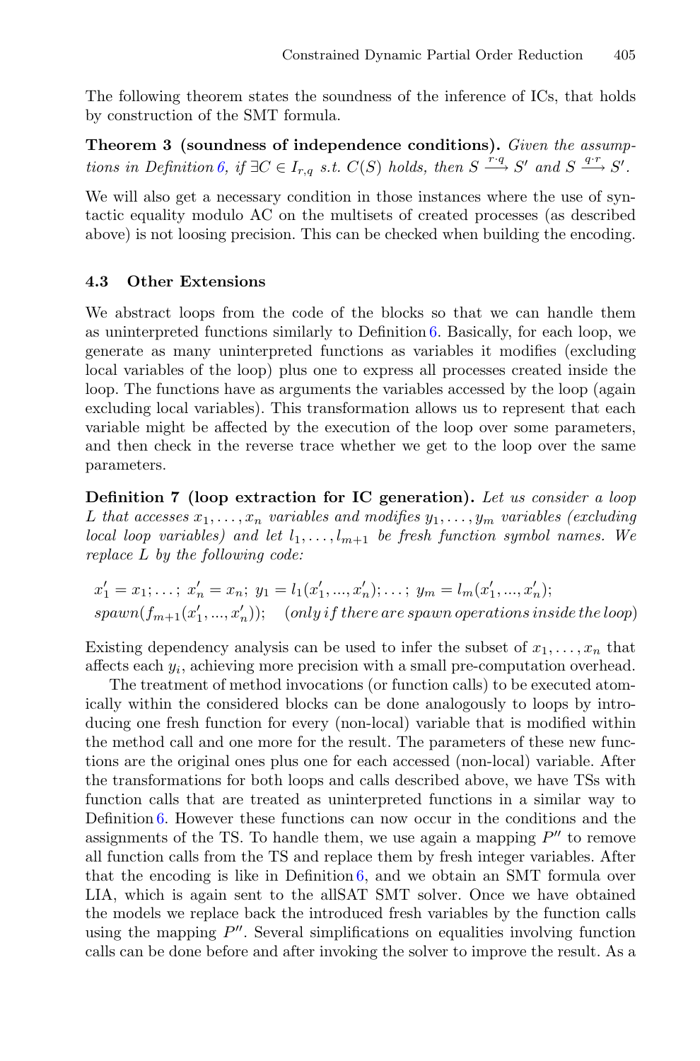The following theorem states the soundness of the inference of ICs, that holds by construction of the SMT formula.

**Theorem 3 (soundness of independence conditions).** *Given the assumptions in Definition 6, if* $\exists C \in I_{r,q}$ *s.t.* $C(S)$ *holds, then* $S \xrightarrow{r \cdot q} S'$ *and* $S \xrightarrow{q \cdot r} S'$.

We will also get a necessary condition in those instances where the use of syntactic equality modulo AC on the multisets of created processes (as described above) is not loosing precision. This can be checked when building the encoding.

### 4.3 Other Extensions

We abstract loops from the code of the blocks so that we can handle them as uninterpreted functions similarly to Definition 6. Basically, for each loop, we generate as many uninterpreted functions as variables it modifies (excluding local variables of the loop) plus one to express all processes created inside the loop. The functions have as arguments the variables accessed by the loop (again excluding local variables). This transformation allows us to represent that each variable might be affected by the execution of the loop over some parameters, and then check in the reverse trace whether we get to the loop over the same parameters.

**Definition 7 (loop extraction for IC generation).** *Let us consider a loop* $L$ *that accesses* $x_1, \ldots, x_n$ *variables and modifies* $y_1, \ldots, y_m$ *variables (excluding local loop variables) and let* $l_1, \ldots, l_{m+1}$ *be fresh function symbol names. We replace* $L$ *by the following code:*

$$x_1' = x_1; \ldots;\ x_n' = x_n;\ y_1 = l_1(x_1', ..., x_n'); \ldots;\ y_m = l_m(x_1', ..., x_n');$$
$$spawn(f_{m+1}(x_1', ..., x_n'));\quad (only\,if\,there\,are\,spawn\,operations\,inside\,the\,loop)$$

Existing dependency analysis can be used to infer the subset of $x_1, \ldots, x_n$ that affects each $y_i$, achieving more precision with a small pre-computation overhead.

The treatment of method invocations (or function calls) to be executed atomically within the considered blocks can be done analogously to loops by introducing one fresh function for every (non-local) variable that is modified within the method call and one more for the result. The parameters of these new functions are the original ones plus one for each accessed (non-local) variable. After the transformations for both loops and calls described above, we have TSs with function calls that are treated as uninterpreted functions in a similar way to Definition 6. However these functions can now occur in the conditions and the assignments of the TS. To handle them, we use again a mapping $P''$ to remove all function calls from the TS and replace them by fresh integer variables. After that the encoding is like in Definition 6, and we obtain an SMT formula over LIA, which is again sent to the allSAT SMT solver. Once we have obtained the models we replace back the introduced fresh variables by the function calls using the mapping $P''$. Several simplifications on equalities involving function calls can be done before and after invoking the solver to improve the result. As a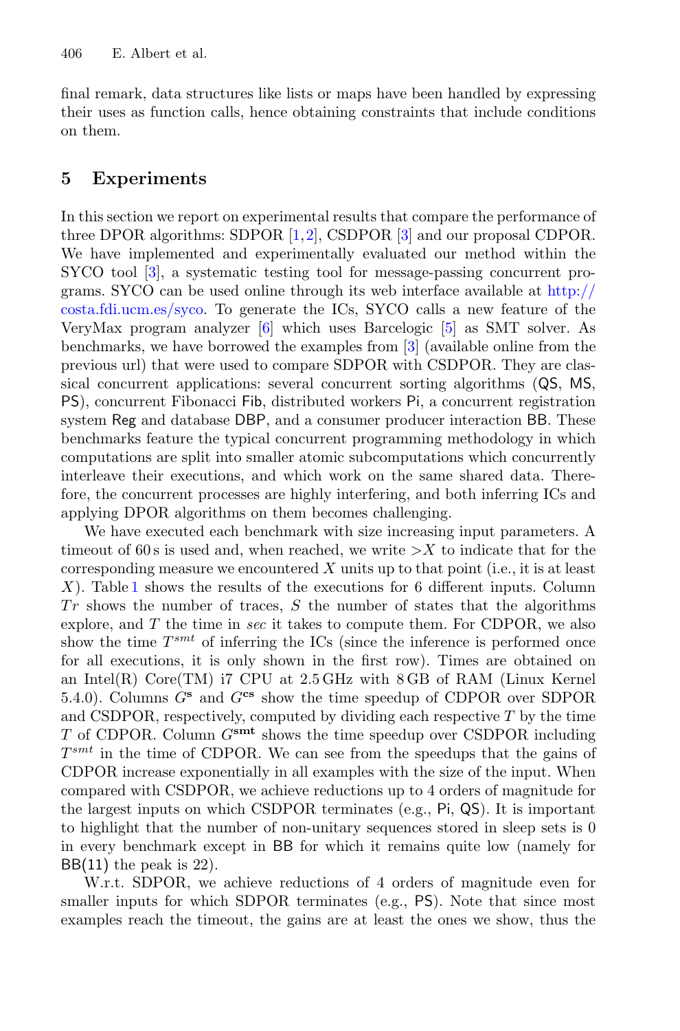final remark, data structures like lists or maps have been handled by expressing their uses as function calls, hence obtaining constraints that include conditions on them.

## 5 Experiments

In this section we report on experimental results that compare the performance of three DPOR algorithms: SDPOR [1,2], CSDPOR [3] and our proposal CDPOR. We have implemented and experimentally evaluated our method within the SYCO tool [3], a systematic testing tool for message-passing concurrent programs. SYCO can be used online through its web interface available at http://costa.fdi.ucm.es/syco. To generate the ICs, SYCO calls a new feature of the VeryMax program analyzer [6] which uses Barcelogic [5] as SMT solver. As benchmarks, we have borrowed the examples from [3] (available online from the previous url) that were used to compare SDPOR with CSDPOR. They are classical concurrent applications: several concurrent sorting algorithms (QS, MS, PS), concurrent Fibonacci Fib, distributed workers Pi, a concurrent registration system Reg and database DBP, and a consumer producer interaction BB. These benchmarks feature the typical concurrent programming methodology in which computations are split into smaller atomic subcomputations which concurrently interleave their executions, and which work on the same shared data. Therefore, the concurrent processes are highly interfering, and both inferring ICs and applying DPOR algorithms on them becomes challenging.

We have executed each benchmark with size increasing input parameters. A timeout of 60 s is used and, when reached, we write $>X$ to indicate that for the corresponding measure we encountered $X$ units up to that point (i.e., it is at least $X$). Table 1 shows the results of the executions for 6 different inputs. Column $Tr$ shows the number of traces, $S$ the number of states that the algorithms explore, and $T$ the time in *sec* it takes to compute them. For CDPOR, we also show the time $T^{smt}$ of inferring the ICs (since the inference is performed once for all executions, it is only shown in the first row). Times are obtained on an Intel(R) Core(TM) i7 CPU at 2.5 GHz with 8 GB of RAM (Linux Kernel 5.4.0). Columns $G^{\mathbf{s}}$ and $G^{\mathbf{cs}}$ show the time speedup of CDPOR over SDPOR and CSDPOR, respectively, computed by dividing each respective $T$ by the time $T$ of CDPOR. Column $G^{\mathbf{smt}}$ shows the time speedup over CSDPOR including $T^{smt}$ in the time of CDPOR. We can see from the speedups that the gains of CDPOR increase exponentially in all examples with the size of the input. When compared with CSDPOR, we achieve reductions up to 4 orders of magnitude for the largest inputs on which CSDPOR terminates (e.g., Pi, QS). It is important to highlight that the number of non-unitary sequences stored in sleep sets is 0 in every benchmark except in BB for which it remains quite low (namely for BB(11) the peak is 22).

W.r.t. SDPOR, we achieve reductions of 4 orders of magnitude even for smaller inputs for which SDPOR terminates (e.g., PS). Note that since most examples reach the timeout, the gains are at least the ones we show, thus the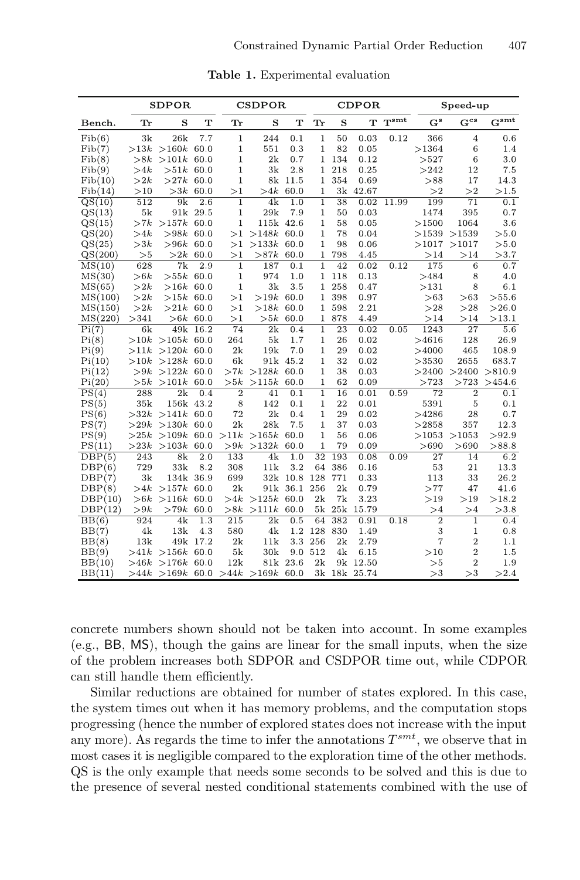**Table 1.** Experimental evaluation

| | SDPOR | | | CSDPOR | | | CDPOR | | | | Speed-up | | |
|---|---|---|---|---|---|---|---|---|---|---|---|---|---|
| **Bench.** | **Tr** | **S** | **T** | **Tr** | **S** | **T** | **Tr** | **S** | **T** | $T^{smt}$ | $G^{s}$ | $G^{cs}$ | $G^{smt}$ |
| Fib(6) | 3k | 26k | 7.7 | 1 | 244 | 0.1 | 1 | 50 | 0.03 | 0.12 | 366 | 4 | 0.6 |
| Fib(7) | >13k | >160k | 60.0 | 1 | 551 | 0.3 | 1 | 82 | 0.05 | | >1364 | 6 | 1.4 |
| Fib(8) | >8k | >101k | 60.0 | 1 | 2k | 0.7 | 1 | 134 | 0.12 | | >527 | 6 | 3.0 |
| Fib(9) | >4k | >51k | 60.0 | 1 | 3k | 2.8 | 1 | 218 | 0.25 | | >242 | 12 | 7.5 |
| Fib(10) | >2k | >27k | 60.0 | 1 | 8k | 11.5 | 1 | 354 | 0.69 | | >88 | 17 | 14.3 |
| Fib(14) | >10 | >3k | 60.0 | >1 | >4k | 60.0 | 1 | 3k | 42.67 | | >2 | >2 | >1.5 |
| QS(10) | 512 | 9k | 2.6 | 1 | 4k | 1.0 | 1 | 38 | 0.02 | 11.99 | 199 | 71 | 0.1 |
| QS(13) | 5k | 91k | 29.5 | 1 | 29k | 7.9 | 1 | 50 | 0.03 | | 1474 | 395 | 0.7 |
| QS(15) | >7k | >157k | 60.0 | 1 | 115k | 42.6 | 1 | 58 | 0.05 | | >1500 | 1064 | 3.6 |
| QS(20) | >4k | >98k | 60.0 | >1 | >148k | 60.0 | 1 | 78 | 0.04 | | >1539 | >1539 | >5.0 |
| QS(25) | >3k | >96k | 60.0 | >1 | >133k | 60.0 | 1 | 98 | 0.06 | | >1017 | >1017 | >5.0 |
| QS(200) | >5 | >2k | 60.0 | >1 | >87k | 60.0 | 1 | 798 | 4.45 | | >14 | >14 | >3.7 |
| MS(10) | 628 | 7k | 2.9 | 1 | 187 | 0.1 | 1 | 42 | 0.02 | 0.12 | 175 | 6 | 0.7 |
| MS(30) | >6k | >55k | 60.0 | 1 | 974 | 1.0 | 1 | 118 | 0.13 | | >484 | 8 | 4.0 |
| MS(65) | >2k | >16k | 60.0 | 1 | 3k | 3.5 | 1 | 258 | 0.47 | | >131 | 8 | 6.1 |
| MS(100) | >2k | >15k | 60.0 | >1 | >19k | 60.0 | 1 | 398 | 0.97 | | >63 | >63 | >55.6 |
| MS(150) | >2k | >21k | 60.0 | >1 | >18k | 60.0 | 1 | 598 | 2.21 | | >28 | >28 | >26.0 |
| MS(220) | >341 | >6k | 60.0 | >1 | >5k | 60.0 | 1 | 878 | 4.49 | | >14 | >14 | >13.1 |
| Pi(7) | 6k | 49k | 16.2 | 74 | 2k | 0.4 | 1 | 23 | 0.02 | 0.05 | 1243 | 27 | 5.6 |
| Pi(8) | >10k | >105k | 60.0 | 264 | 5k | 1.7 | 1 | 26 | 0.02 | | >4616 | 128 | 26.9 |
| Pi(9) | >11k | >120k | 60.0 | 2k | 19k | 7.0 | 1 | 29 | 0.02 | | >4000 | 465 | 108.9 |
| Pi(10) | >10k | >128k | 60.0 | 6k | 91k | 45.2 | 1 | 32 | 0.02 | | >3530 | 2655 | 683.7 |
| Pi(12) | >9k | >122k | 60.0 | >7k | >128k | 60.0 | 1 | 38 | 0.03 | | >2400 | >2400 | >810.9 |
| Pi(20) | >5k | >101k | 60.0 | >5k | >115k | 60.0 | 1 | 62 | 0.09 | | >723 | >723 | >454.6 |
| PS(4) | 288 | 2k | 0.4 | 2 | 41 | 0.1 | 1 | 16 | 0.01 | 0.59 | 72 | 2 | 0.1 |
| PS(5) | 35k | 156k | 43.2 | 8 | 142 | 0.1 | 1 | 22 | 0.01 | | 5391 | 5 | 0.1 |
| PS(6) | >32k | >141k | 60.0 | 72 | 2k | 0.4 | 1 | 29 | 0.02 | | >4286 | 28 | 0.7 |
| PS(7) | >29k | >130k | 60.0 | 2k | 28k | 7.5 | 1 | 37 | 0.03 | | >2858 | 357 | 12.3 |
| PS(9) | >25k | >109k | 60.0 | >11k | >165k | 60.0 | 1 | 56 | 0.06 | | >1053 | >1053 | >92.9 |
| PS(11) | >23k | >103k | 60.0 | >9k | >132k | 60.0 | 1 | 79 | 0.09 | | >690 | >690 | >88.8 |
| DBP(5) | 243 | 8k | 2.0 | 133 | 4k | 1.0 | 32 | 193 | 0.08 | 0.09 | 27 | 14 | 6.2 |
| DBP(6) | 729 | 33k | 8.2 | 308 | 11k | 3.2 | 64 | 386 | 0.16 | | 53 | 21 | 13.3 |
| DBP(7) | 3k | 134k | 36.9 | 699 | 32k | 10.8 | 128 | 771 | 0.33 | | 113 | 33 | 26.2 |
| DBP(8) | >4k | >157k | 60.0 | 2k | 91k | 36.1 | 256 | 2k | 0.79 | | >77 | 47 | 41.6 |
| DBP(10) | >6k | >116k | 60.0 | >4k | >125k | 60.0 | 2k | 7k | 3.23 | | >19 | >19 | >18.2 |
| DBP(12) | >9k | >79k | 60.0 | >8k | >111k | 60.0 | 5k | 25k | 15.79 | | >4 | >4 | >3.8 |
| BB(6) | 924 | 4k | 1.3 | 215 | 2k | 0.5 | 64 | 382 | 0.91 | 0.18 | 2 | 1 | 0.4 |
| BB(7) | 4k | 13k | 4.3 | 580 | 4k | 1.2 | 128 | 830 | 1.49 | | 3 | 1 | 0.8 |
| BB(8) | 13k | 49k | 17.2 | 2k | 11k | 3.3 | 256 | 2k | 2.79 | | 7 | 2 | 1.1 |
| BB(9) | >41k | >156k | 60.0 | 5k | 30k | 9.0 | 512 | 4k | 6.15 | | >10 | 2 | 1.5 |
| BB(10) | >46k | >176k | 60.0 | 12k | 81k | 23.6 | 2k | 9k | 12.50 | | >5 | 2 | 1.9 |
| BB(11) | >44k | >169k | 60.0 | >44k | >169k | 60.0 | 3k | 18k | 25.74 | | >3 | >3 | >2.4 |

concrete numbers shown should not be taken into account. In some examples (e.g., BB, MS), though the gains are linear for the small inputs, when the size of the problem increases both SDPOR and CSDPOR time out, while CDPOR can still handle them efficiently.

Similar reductions are obtained for number of states explored. In this case, the system times out when it has memory problems, and the computation stops progressing (hence the number of explored states does not increase with the input any more). As regards the time to infer the annotations $T^{smt}$, we observe that in most cases it is negligible compared to the exploration time of the other methods. QS is the only example that needs some seconds to be solved and this is due to the presence of several nested conditional statements combined with the use of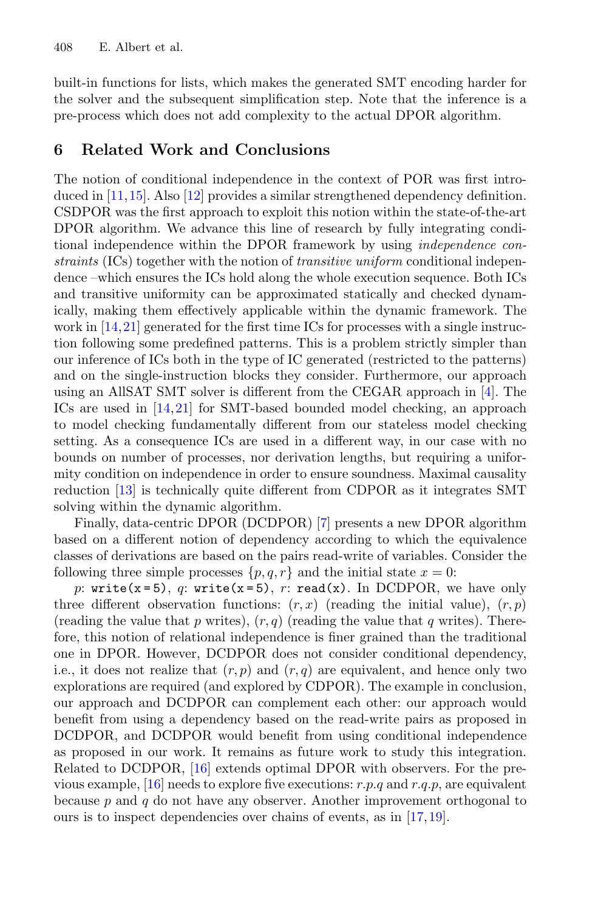built-in functions for lists, which makes the generated SMT encoding harder for the solver and the subsequent simplification step. Note that the inference is a pre-process which does not add complexity to the actual DPOR algorithm.

## 6 Related Work and Conclusions

The notion of conditional independence in the context of POR was first introduced in [11,15]. Also [12] provides a similar strengthened dependency definition. CSDPOR was the first approach to exploit this notion within the state-of-the-art DPOR algorithm. We advance this line of research by fully integrating conditional independence within the DPOR framework by using *independence constraints* (ICs) together with the notion of *transitive uniform* conditional independence –which ensures the ICs hold along the whole execution sequence. Both ICs and transitive uniformity can be approximated statically and checked dynamically, making them effectively applicable within the dynamic framework. The work in [14,21] generated for the first time ICs for processes with a single instruction following some predefined patterns. This is a problem strictly simpler than our inference of ICs both in the type of IC generated (restricted to the patterns) and on the single-instruction blocks they consider. Furthermore, our approach using an AllSAT SMT solver is different from the CEGAR approach in [4]. The ICs are used in [14,21] for SMT-based bounded model checking, an approach to model checking fundamentally different from our stateless model checking setting. As a consequence ICs are used in a different way, in our case with no bounds on number of processes, nor derivation lengths, but requiring a uniformity condition on independence in order to ensure soundness. Maximal causality reduction [13] is technically quite different from CDPOR as it integrates SMT solving within the dynamic algorithm.

Finally, data-centric DPOR (DCDPOR) [7] presents a new DPOR algorithm based on a different notion of dependency according to which the equivalence classes of derivations are based on the pairs read-write of variables. Consider the following three simple processes $\{p, q, r\}$ and the initial state $x = 0$:

$p$: `write(x=5)`, $q$: `write(x=5)`, $r$: `read(x)`. In DCDPOR, we have only three different observation functions: $(r, x)$ (reading the initial value), $(r, p)$ (reading the value that $p$ writes), $(r, q)$ (reading the value that $q$ writes). Therefore, this notion of relational independence is finer grained than the traditional one in DPOR. However, DCDPOR does not consider conditional dependency, i.e., it does not realize that $(r, p)$ and $(r, q)$ are equivalent, and hence only two explorations are required (and explored by CDPOR). The example in conclusion, our approach and DCDPOR can complement each other: our approach would benefit from using a dependency based on the read-write pairs as proposed in DCDPOR, and DCDPOR would benefit from using conditional independence as proposed in our work. It remains as future work to study this integration. Related to DCDPOR, [16] extends optimal DPOR with observers. For the previous example, [16] needs to explore five executions: $r.p.q$ and $r.q.p$, are equivalent because $p$ and $q$ do not have any observer. Another improvement orthogonal to ours is to inspect dependencies over chains of events, as in [17,19].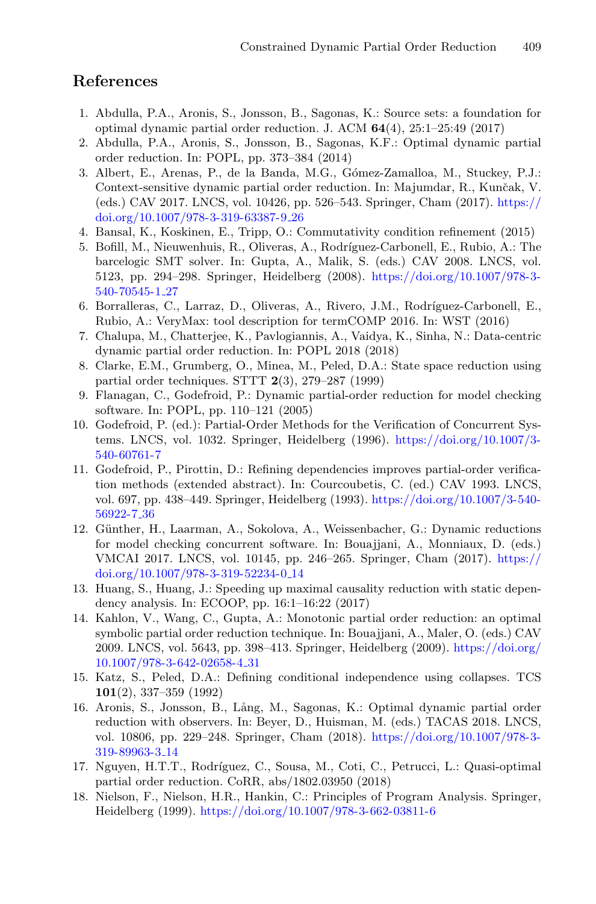## References

1. Abdulla, P.A., Aronis, S., Jonsson, B., Sagonas, K.: Source sets: a foundation for optimal dynamic partial order reduction. J. ACM **64**(4), 25:1–25:49 (2017)
2. Abdulla, P.A., Aronis, S., Jonsson, B., Sagonas, K.F.: Optimal dynamic partial order reduction. In: POPL, pp. 373–384 (2014)
3. Albert, E., Arenas, P., de la Banda, M.G., Gómez-Zamalloa, M., Stuckey, P.J.: Context-sensitive dynamic partial order reduction. In: Majumdar, R., Kunčak, V. (eds.) CAV 2017. LNCS, vol. 10426, pp. 526–543. Springer, Cham (2017). https://doi.org/10.1007/978-3-319-63387-9_26
4. Bansal, K., Koskinen, E., Tripp, O.: Commutativity condition refinement (2015)
5. Bofill, M., Nieuwenhuis, R., Oliveras, A., Rodríguez-Carbonell, E., Rubio, A.: The barcelogic SMT solver. In: Gupta, A., Malik, S. (eds.) CAV 2008. LNCS, vol. 5123, pp. 294–298. Springer, Heidelberg (2008). https://doi.org/10.1007/978-3-540-70545-1_27
6. Borralleras, C., Larraz, D., Oliveras, A., Rivero, J.M., Rodríguez-Carbonell, E., Rubio, A.: VeryMax: tool description for termCOMP 2016. In: WST (2016)
7. Chalupa, M., Chatterjee, K., Pavlogiannis, A., Vaidya, K., Sinha, N.: Data-centric dynamic partial order reduction. In: POPL 2018 (2018)
8. Clarke, E.M., Grumberg, O., Minea, M., Peled, D.A.: State space reduction using partial order techniques. STTT **2**(3), 279–287 (1999)
9. Flanagan, C., Godefroid, P.: Dynamic partial-order reduction for model checking software. In: POPL, pp. 110–121 (2005)
10. Godefroid, P. (ed.): Partial-Order Methods for the Verification of Concurrent Systems. LNCS, vol. 1032. Springer, Heidelberg (1996). https://doi.org/10.1007/3-540-60761-7
11. Godefroid, P., Pirottin, D.: Refining dependencies improves partial-order verification methods (extended abstract). In: Courcoubetis, C. (ed.) CAV 1993. LNCS, vol. 697, pp. 438–449. Springer, Heidelberg (1993). https://doi.org/10.1007/3-540-56922-7_36
12. Günther, H., Laarman, A., Sokolova, A., Weissenbacher, G.: Dynamic reductions for model checking concurrent software. In: Bouajjani, A., Monniaux, D. (eds.) VMCAI 2017. LNCS, vol. 10145, pp. 246–265. Springer, Cham (2017). https://doi.org/10.1007/978-3-319-52234-0_14
13. Huang, S., Huang, J.: Speeding up maximal causality reduction with static dependency analysis. In: ECOOP, pp. 16:1–16:22 (2017)
14. Kahlon, V., Wang, C., Gupta, A.: Monotonic partial order reduction: an optimal symbolic partial order reduction technique. In: Bouajjani, A., Maler, O. (eds.) CAV 2009. LNCS, vol. 5643, pp. 398–413. Springer, Heidelberg (2009). https://doi.org/10.1007/978-3-642-02658-4_31
15. Katz, S., Peled, D.A.: Defining conditional independence using collapses. TCS **101**(2), 337–359 (1992)
16. Aronis, S., Jonsson, B., Lång, M., Sagonas, K.: Optimal dynamic partial order reduction with observers. In: Beyer, D., Huisman, M. (eds.) TACAS 2018. LNCS, vol. 10806, pp. 229–248. Springer, Cham (2018). https://doi.org/10.1007/978-3-319-89963-3_14
17. Nguyen, H.T.T., Rodríguez, C., Sousa, M., Coti, C., Petrucci, L.: Quasi-optimal partial order reduction. CoRR, abs/1802.03950 (2018)
18. Nielson, F., Nielson, H.R., Hankin, C.: Principles of Program Analysis. Springer, Heidelberg (1999). https://doi.org/10.1007/978-3-662-03811-6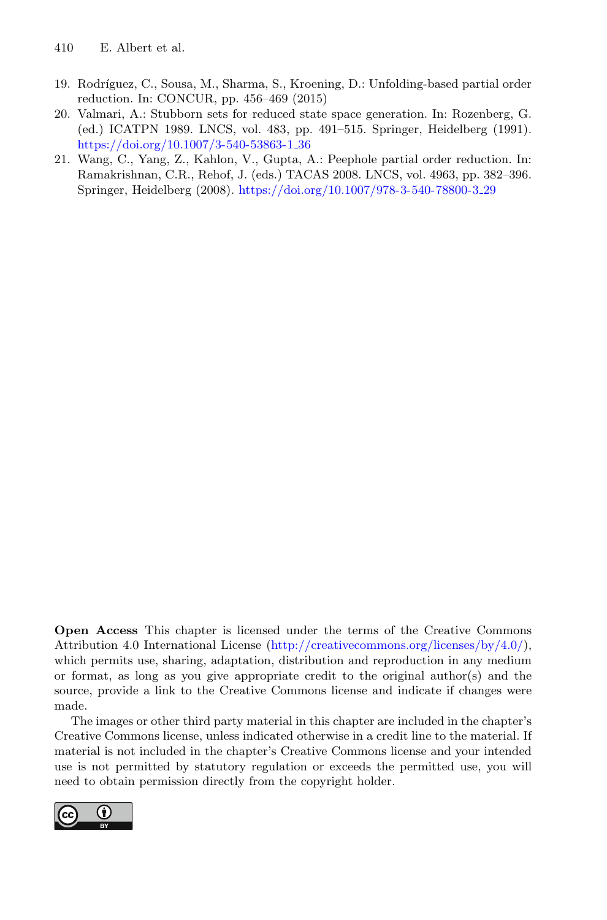19. Rodríguez, C., Sousa, M., Sharma, S., Kroening, D.: Unfolding-based partial order reduction. In: CONCUR, pp. 456–469 (2015)
20. Valmari, A.: Stubborn sets for reduced state space generation. In: Rozenberg, G. (ed.) ICATPN 1989. LNCS, vol. 483, pp. 491–515. Springer, Heidelberg (1991). https://doi.org/10.1007/3-540-53863-1_36
21. Wang, C., Yang, Z., Kahlon, V., Gupta, A.: Peephole partial order reduction. In: Ramakrishnan, C.R., Rehof, J. (eds.) TACAS 2008. LNCS, vol. 4963, pp. 382–396. Springer, Heidelberg (2008). https://doi.org/10.1007/978-3-540-78800-3_29

**Open Access** This chapter is licensed under the terms of the Creative Commons Attribution 4.0 International License (http://creativecommons.org/licenses/by/4.0/), which permits use, sharing, adaptation, distribution and reproduction in any medium or format, as long as you give appropriate credit to the original author(s) and the source, provide a link to the Creative Commons license and indicate if changes were made.

The images or other third party material in this chapter are included in the chapter's Creative Commons license, unless indicated otherwise in a credit line to the material. If material is not included in the chapter's Creative Commons license and your intended use is not permitted by statutory regulation or exceeds the permitted use, you will need to obtain permission directly from the copyright holder.